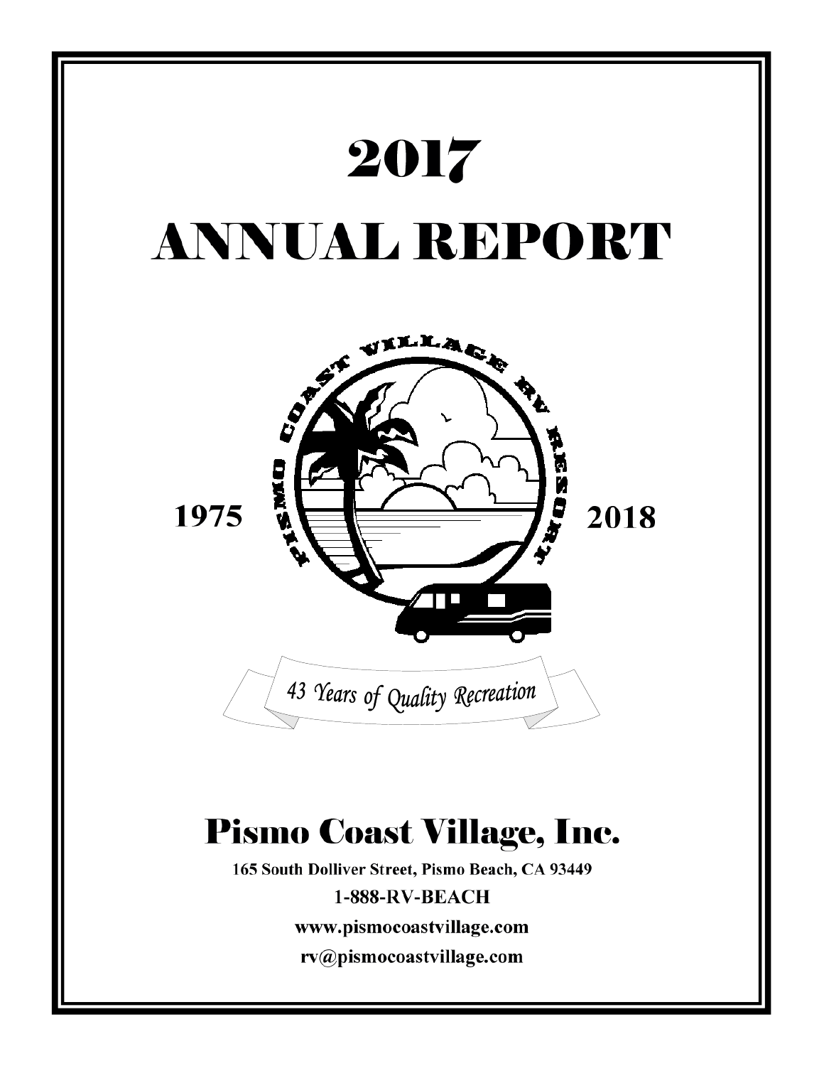# 2017

# ANNUAL REPORT

1975 2018

43 Years of Quality Recreation

## Pismo Coast Village, Inc.

**165 South Dolliver Street, Pismo Beach, CA 93449**

**1-888-RV-BEACH**

**www.pismocoastvillage.com**

**rv@pismocoastvillage.com**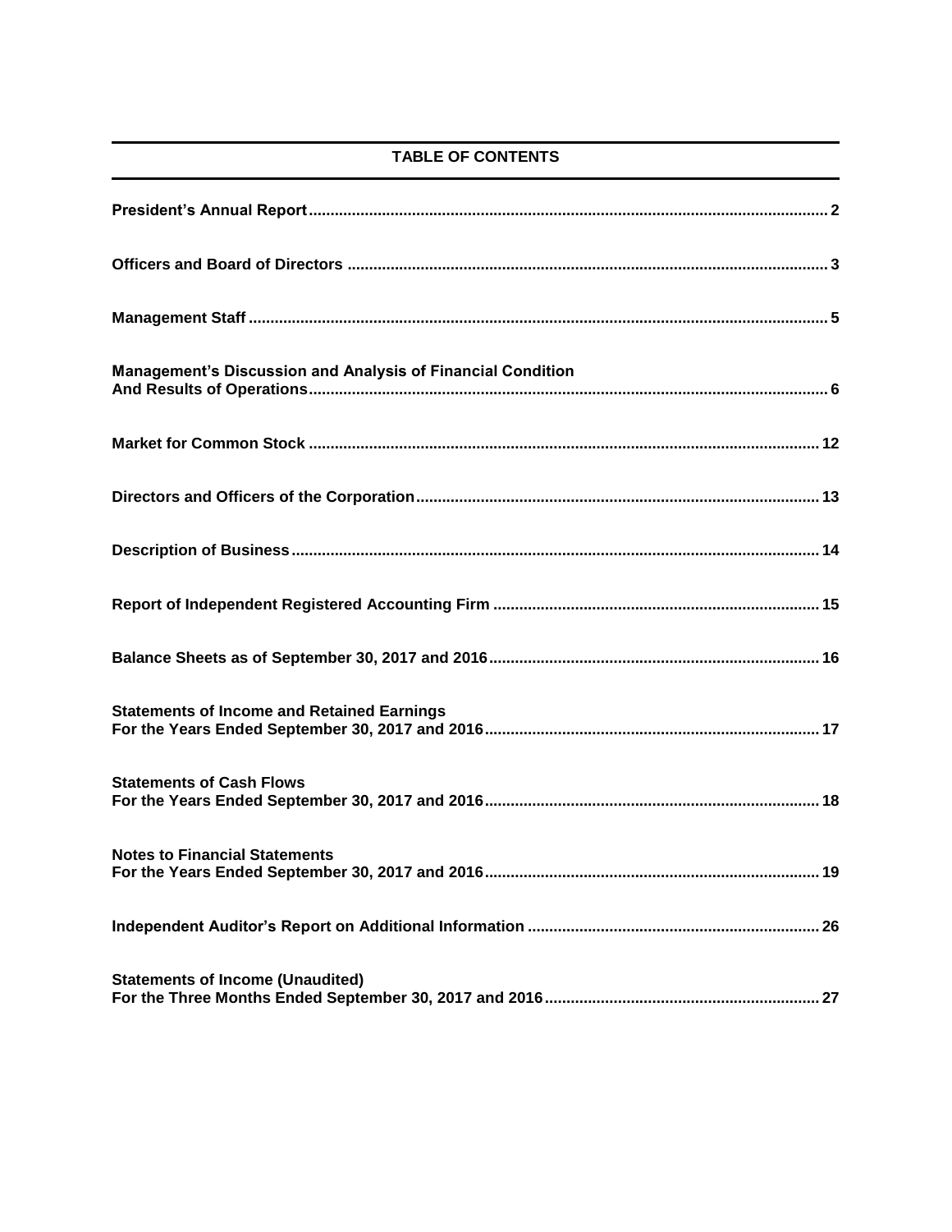## TABLE OF CONTENTS

| | |
|---|---|
| **President's Annual Report** | **2** |
| **Officers and Board of Directors** | **3** |
| **Management Staff** | **5** |
| **Management's Discussion and Analysis of Financial Condition And Results of Operations** | **6** |
| **Market for Common Stock** | **12** |
| **Directors and Officers of the Corporation** | **13** |
| **Description of Business** | **14** |
| **Report of Independent Registered Accounting Firm** | **15** |
| **Balance Sheets as of September 30, 2017 and 2016** | **16** |
| **Statements of Income and Retained Earnings For the Years Ended September 30, 2017 and 2016** | **17** |
| **Statements of Cash Flows For the Years Ended September 30, 2017 and 2016** | **18** |
| **Notes to Financial Statements For the Years Ended September 30, 2017 and 2016** | **19** |
| **Independent Auditor's Report on Additional Information** | **26** |
| **Statements of Income (Unaudited) For the Three Months Ended September 30, 2017 and 2016** | **27** |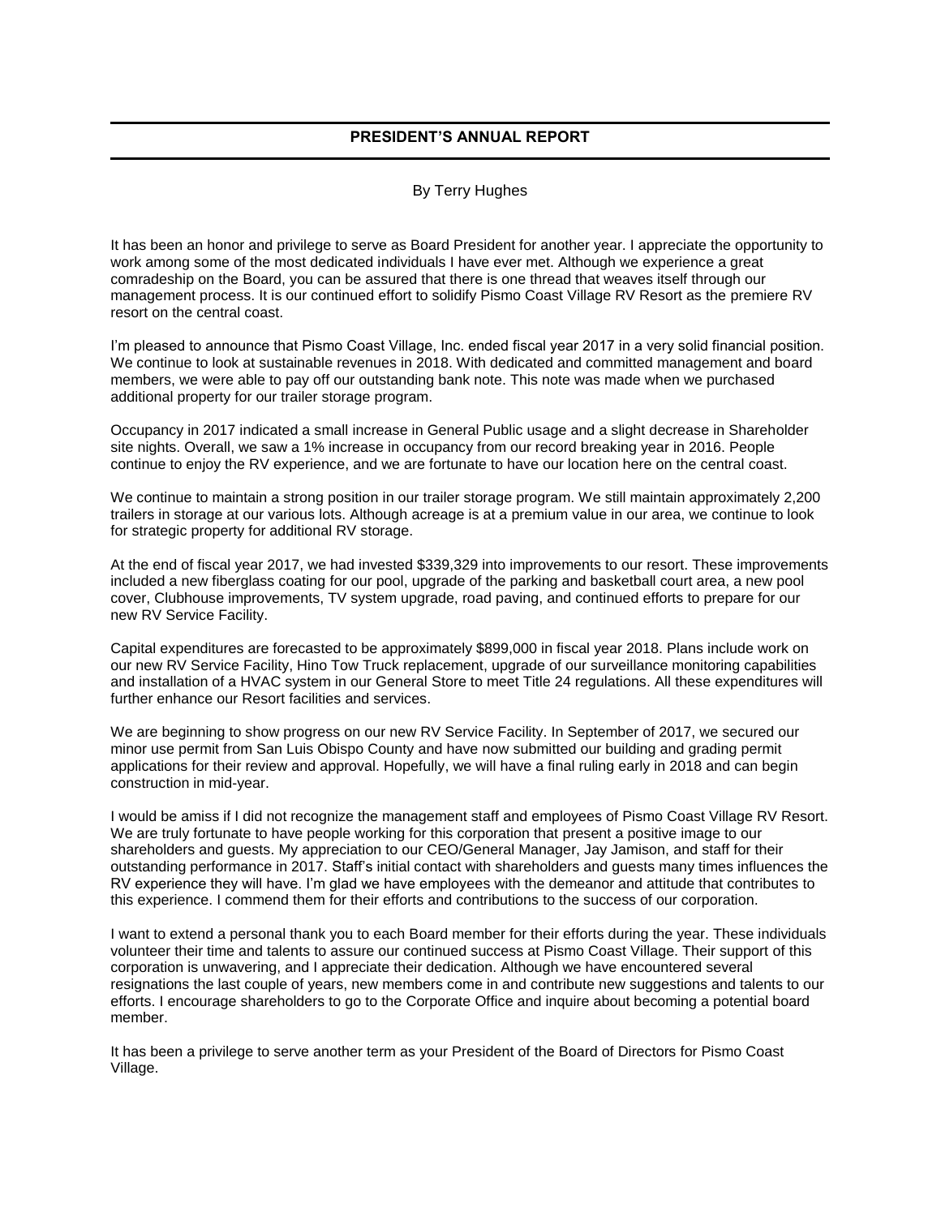## PRESIDENT'S ANNUAL REPORT

By Terry Hughes

It has been an honor and privilege to serve as Board President for another year. I appreciate the opportunity to work among some of the most dedicated individuals I have ever met. Although we experience a great comradeship on the Board, you can be assured that there is one thread that weaves itself through our management process. It is our continued effort to solidify Pismo Coast Village RV Resort as the premiere RV resort on the central coast.

I'm pleased to announce that Pismo Coast Village, Inc. ended fiscal year 2017 in a very solid financial position. We continue to look at sustainable revenues in 2018. With dedicated and committed management and board members, we were able to pay off our outstanding bank note. This note was made when we purchased additional property for our trailer storage program.

Occupancy in 2017 indicated a small increase in General Public usage and a slight decrease in Shareholder site nights. Overall, we saw a 1% increase in occupancy from our record breaking year in 2016. People continue to enjoy the RV experience, and we are fortunate to have our location here on the central coast.

We continue to maintain a strong position in our trailer storage program. We still maintain approximately 2,200 trailers in storage at our various lots. Although acreage is at a premium value in our area, we continue to look for strategic property for additional RV storage.

At the end of fiscal year 2017, we had invested $339,329 into improvements to our resort. These improvements included a new fiberglass coating for our pool, upgrade of the parking and basketball court area, a new pool cover, Clubhouse improvements, TV system upgrade, road paving, and continued efforts to prepare for our new RV Service Facility.

Capital expenditures are forecasted to be approximately $899,000 in fiscal year 2018. Plans include work on our new RV Service Facility, Hino Tow Truck replacement, upgrade of our surveillance monitoring capabilities and installation of a HVAC system in our General Store to meet Title 24 regulations. All these expenditures will further enhance our Resort facilities and services.

We are beginning to show progress on our new RV Service Facility. In September of 2017, we secured our minor use permit from San Luis Obispo County and have now submitted our building and grading permit applications for their review and approval. Hopefully, we will have a final ruling early in 2018 and can begin construction in mid-year.

I would be amiss if I did not recognize the management staff and employees of Pismo Coast Village RV Resort. We are truly fortunate to have people working for this corporation that present a positive image to our shareholders and guests. My appreciation to our CEO/General Manager, Jay Jamison, and staff for their outstanding performance in 2017. Staff's initial contact with shareholders and guests many times influences the RV experience they will have. I'm glad we have employees with the demeanor and attitude that contributes to this experience. I commend them for their efforts and contributions to the success of our corporation.

I want to extend a personal thank you to each Board member for their efforts during the year. These individuals volunteer their time and talents to assure our continued success at Pismo Coast Village. Their support of this corporation is unwavering, and I appreciate their dedication. Although we have encountered several resignations the last couple of years, new members come in and contribute new suggestions and talents to our efforts. I encourage shareholders to go to the Corporate Office and inquire about becoming a potential board member.

It has been a privilege to serve another term as your President of the Board of Directors for Pismo Coast Village.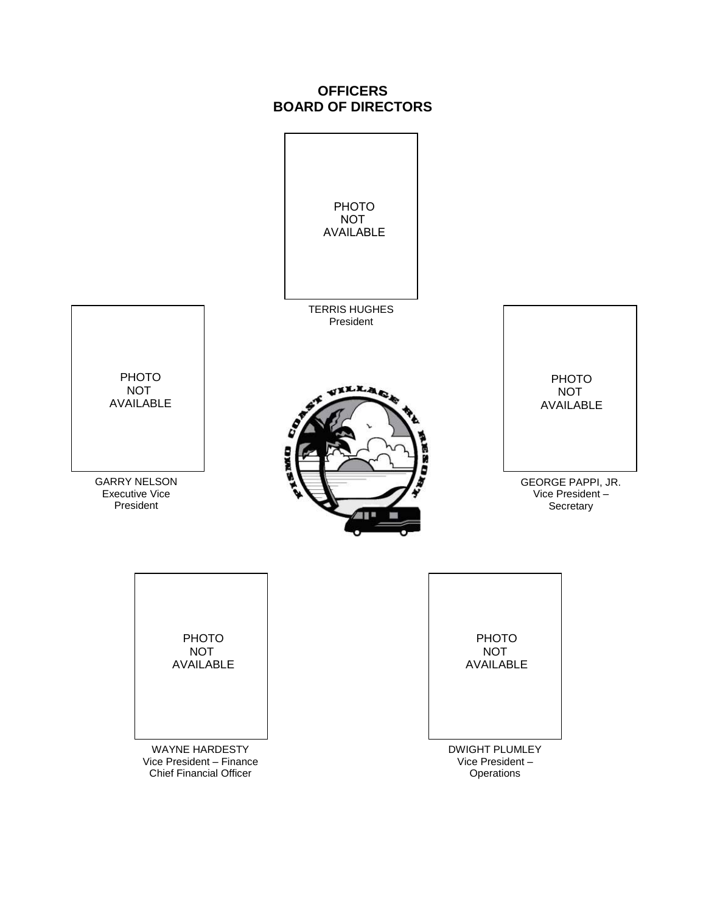# OFFICERS
# BOARD OF DIRECTORS

PHOTO NOT AVAILABLE

TERRIS HUGHES
President

PHOTO NOT AVAILABLE

GARRY NELSON
Executive Vice President

PHOTO NOT AVAILABLE

GEORGE PAPPI, JR.
Vice President – Secretary

PHOTO NOT AVAILABLE

WAYNE HARDESTY
Vice President – Finance
Chief Financial Officer

PHOTO NOT AVAILABLE

DWIGHT PLUMLEY
Vice President – Operations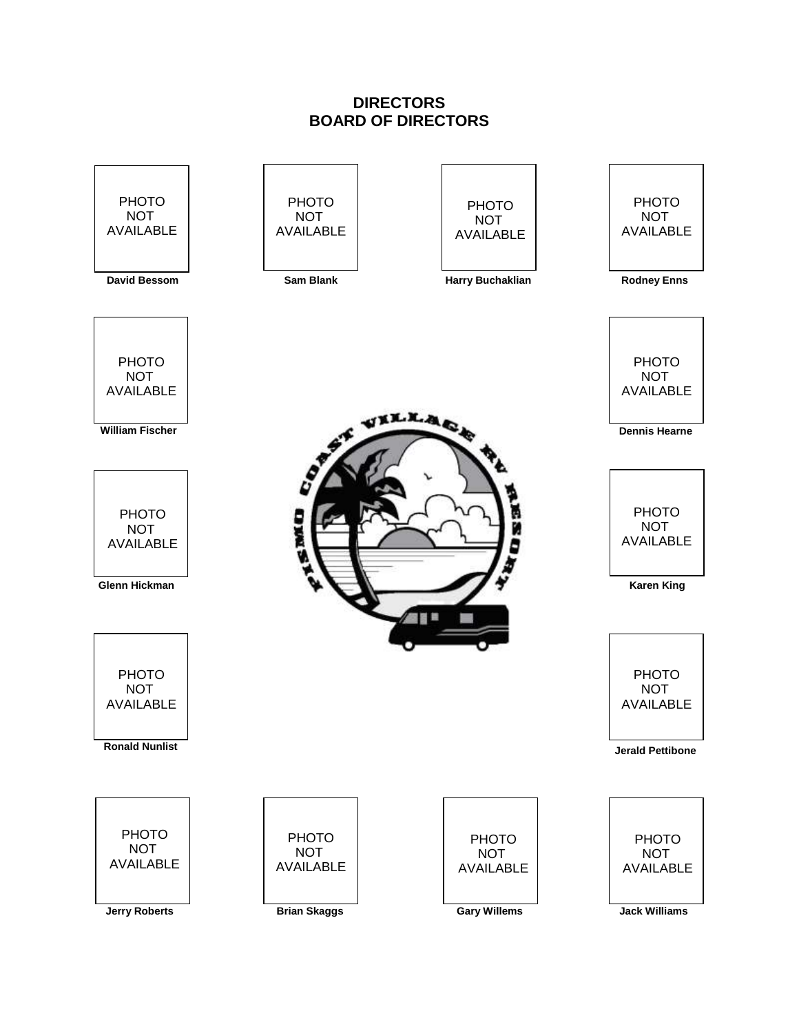# DIRECTORS
# BOARD OF DIRECTORS

PHOTO NOT AVAILABLE
**David Bessom**

PHOTO NOT AVAILABLE
**Sam Blank**

PHOTO NOT AVAILABLE
**Harry Buchaklian**

PHOTO NOT AVAILABLE
**Rodney Enns**

PHOTO NOT AVAILABLE
**William Fischer**

PHOTO NOT AVAILABLE
**Dennis Hearne**

PHOTO NOT AVAILABLE
**Glenn Hickman**

PHOTO NOT AVAILABLE
**Karen King**

PISMO COAST VILLAGE RV RESORT

PHOTO NOT AVAILABLE
**Ronald Nunlist**

PHOTO NOT AVAILABLE
**Jerald Pettibone**

PHOTO NOT AVAILABLE
**Jerry Roberts**

PHOTO NOT AVAILABLE
**Brian Skaggs**

PHOTO NOT AVAILABLE
**Gary Willems**

PHOTO NOT AVAILABLE
**Jack Williams**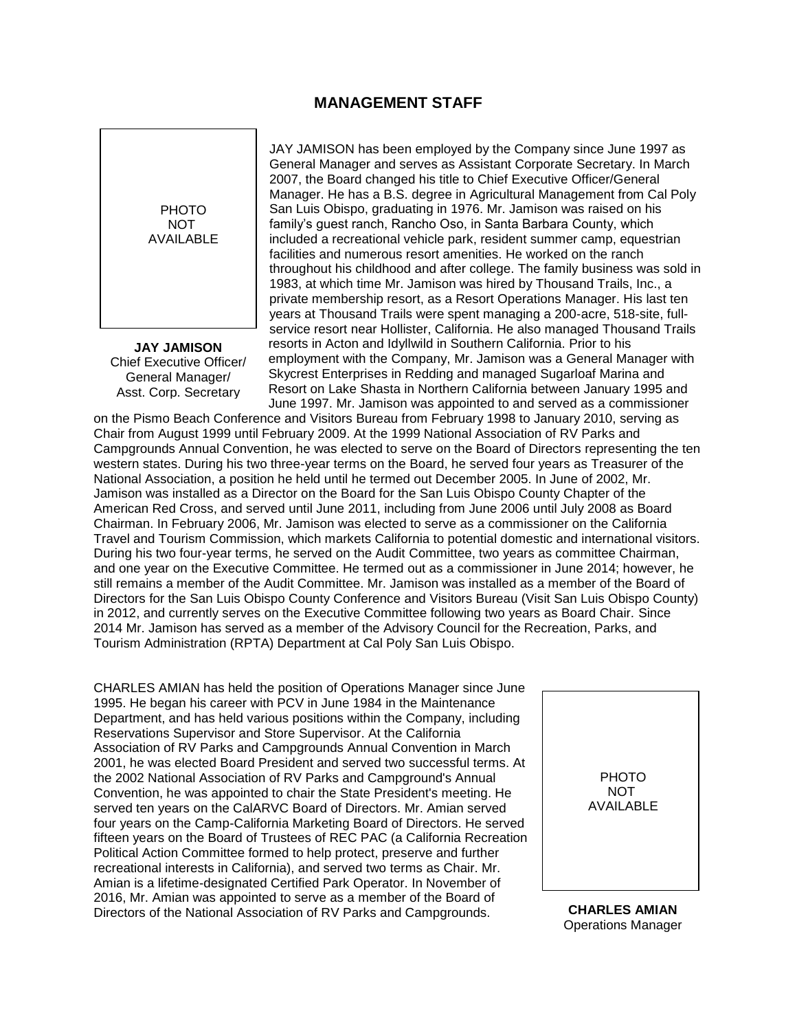## MANAGEMENT STAFF

PHOTO NOT AVAILABLE

**JAY JAMISON**
Chief Executive Officer/
General Manager/
Asst. Corp. Secretary

JAY JAMISON has been employed by the Company since June 1997 as General Manager and serves as Assistant Corporate Secretary. In March 2007, the Board changed his title to Chief Executive Officer/General Manager. He has a B.S. degree in Agricultural Management from Cal Poly San Luis Obispo, graduating in 1976. Mr. Jamison was raised on his family's guest ranch, Rancho Oso, in Santa Barbara County, which included a recreational vehicle park, resident summer camp, equestrian facilities and numerous resort amenities. He worked on the ranch throughout his childhood and after college. The family business was sold in 1983, at which time Mr. Jamison was hired by Thousand Trails, Inc., a private membership resort, as a Resort Operations Manager. His last ten years at Thousand Trails were spent managing a 200-acre, 518-site, full-service resort near Hollister, California. He also managed Thousand Trails resorts in Acton and Idyllwild in Southern California. Prior to his employment with the Company, Mr. Jamison was a General Manager with Skycrest Enterprises in Redding and managed Sugarloaf Marina and Resort on Lake Shasta in Northern California between January 1995 and June 1997. Mr. Jamison was appointed to and served as a commissioner on the Pismo Beach Conference and Visitors Bureau from February 1998 to January 2010, serving as Chair from August 1999 until February 2009. At the 1999 National Association of RV Parks and Campgrounds Annual Convention, he was elected to serve on the Board of Directors representing the ten western states. During his two three-year terms on the Board, he served four years as Treasurer of the National Association, a position he held until he termed out December 2005. In June of 2002, Mr. Jamison was installed as a Director on the Board for the San Luis Obispo County Chapter of the American Red Cross, and served until June 2011, including from June 2006 until July 2008 as Board Chairman. In February 2006, Mr. Jamison was elected to serve as a commissioner on the California Travel and Tourism Commission, which markets California to potential domestic and international visitors. During his two four-year terms, he served on the Audit Committee, two years as committee Chairman, and one year on the Executive Committee. He termed out as a commissioner in June 2014; however, he still remains a member of the Audit Committee. Mr. Jamison was installed as a member of the Board of Directors for the San Luis Obispo County Conference and Visitors Bureau (Visit San Luis Obispo County) in 2012, and currently serves on the Executive Committee following two years as Board Chair. Since 2014 Mr. Jamison has served as a member of the Advisory Council for the Recreation, Parks, and Tourism Administration (RPTA) Department at Cal Poly San Luis Obispo.

CHARLES AMIAN has held the position of Operations Manager since June 1995. He began his career with PCV in June 1984 in the Maintenance Department, and has held various positions within the Company, including Reservations Supervisor and Store Supervisor. At the California Association of RV Parks and Campgrounds Annual Convention in March 2001, he was elected Board President and served two successful terms. At the 2002 National Association of RV Parks and Campground's Annual Convention, he was appointed to chair the State President's meeting. He served ten years on the CalARVC Board of Directors. Mr. Amian served four years on the Camp-California Marketing Board of Directors. He served fifteen years on the Board of Trustees of REC PAC (a California Recreation Political Action Committee formed to help protect, preserve and further recreational interests in California), and served two terms as Chair. Mr. Amian is a lifetime-designated Certified Park Operator. In November of 2016, Mr. Amian was appointed to serve as a member of the Board of Directors of the National Association of RV Parks and Campgrounds.

PHOTO NOT AVAILABLE

**CHARLES AMIAN**
Operations Manager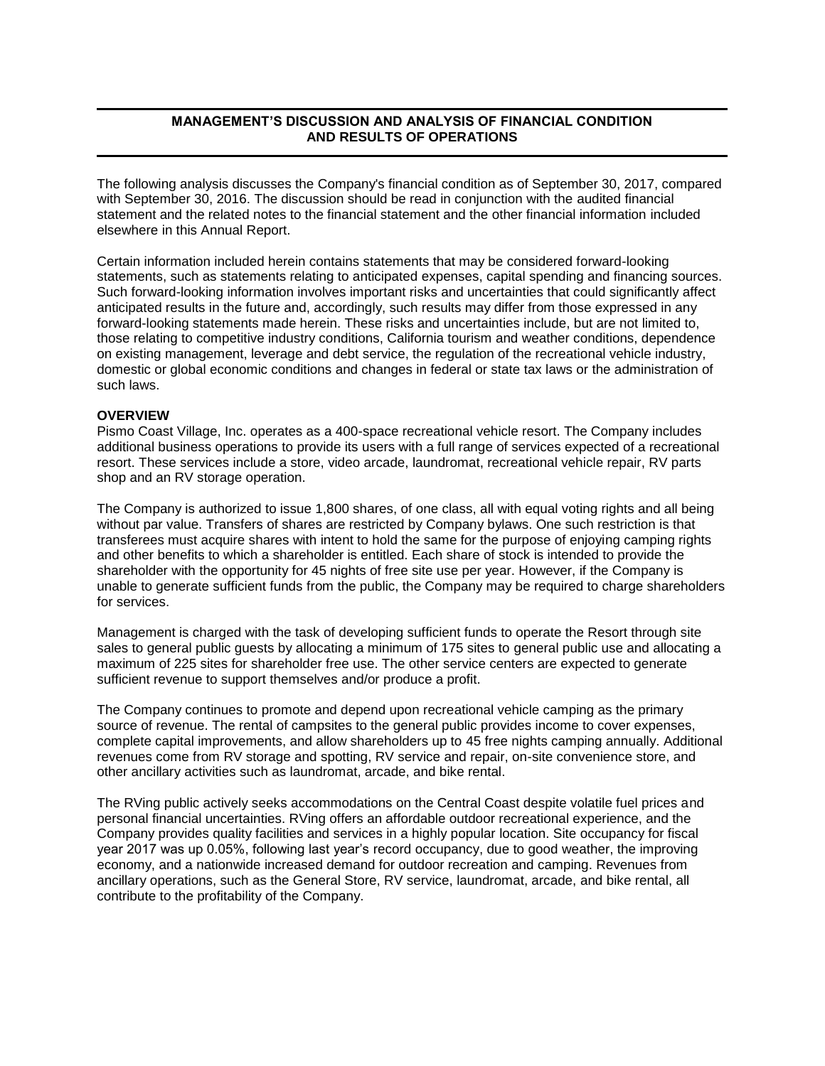## MANAGEMENT'S DISCUSSION AND ANALYSIS OF FINANCIAL CONDITION AND RESULTS OF OPERATIONS

The following analysis discusses the Company's financial condition as of September 30, 2017, compared with September 30, 2016. The discussion should be read in conjunction with the audited financial statement and the related notes to the financial statement and the other financial information included elsewhere in this Annual Report.

Certain information included herein contains statements that may be considered forward-looking statements, such as statements relating to anticipated expenses, capital spending and financing sources. Such forward-looking information involves important risks and uncertainties that could significantly affect anticipated results in the future and, accordingly, such results may differ from those expressed in any forward-looking statements made herein. These risks and uncertainties include, but are not limited to, those relating to competitive industry conditions, California tourism and weather conditions, dependence on existing management, leverage and debt service, the regulation of the recreational vehicle industry, domestic or global economic conditions and changes in federal or state tax laws or the administration of such laws.

**OVERVIEW**

Pismo Coast Village, Inc. operates as a 400-space recreational vehicle resort. The Company includes additional business operations to provide its users with a full range of services expected of a recreational resort. These services include a store, video arcade, laundromat, recreational vehicle repair, RV parts shop and an RV storage operation.

The Company is authorized to issue 1,800 shares, of one class, all with equal voting rights and all being without par value. Transfers of shares are restricted by Company bylaws. One such restriction is that transferees must acquire shares with intent to hold the same for the purpose of enjoying camping rights and other benefits to which a shareholder is entitled. Each share of stock is intended to provide the shareholder with the opportunity for 45 nights of free site use per year. However, if the Company is unable to generate sufficient funds from the public, the Company may be required to charge shareholders for services.

Management is charged with the task of developing sufficient funds to operate the Resort through site sales to general public guests by allocating a minimum of 175 sites to general public use and allocating a maximum of 225 sites for shareholder free use. The other service centers are expected to generate sufficient revenue to support themselves and/or produce a profit.

The Company continues to promote and depend upon recreational vehicle camping as the primary source of revenue. The rental of campsites to the general public provides income to cover expenses, complete capital improvements, and allow shareholders up to 45 free nights camping annually. Additional revenues come from RV storage and spotting, RV service and repair, on-site convenience store, and other ancillary activities such as laundromat, arcade, and bike rental.

The RVing public actively seeks accommodations on the Central Coast despite volatile fuel prices and personal financial uncertainties. RVing offers an affordable outdoor recreational experience, and the Company provides quality facilities and services in a highly popular location. Site occupancy for fiscal year 2017 was up 0.05%, following last year's record occupancy, due to good weather, the improving economy, and a nationwide increased demand for outdoor recreation and camping. Revenues from ancillary operations, such as the General Store, RV service, laundromat, arcade, and bike rental, all contribute to the profitability of the Company.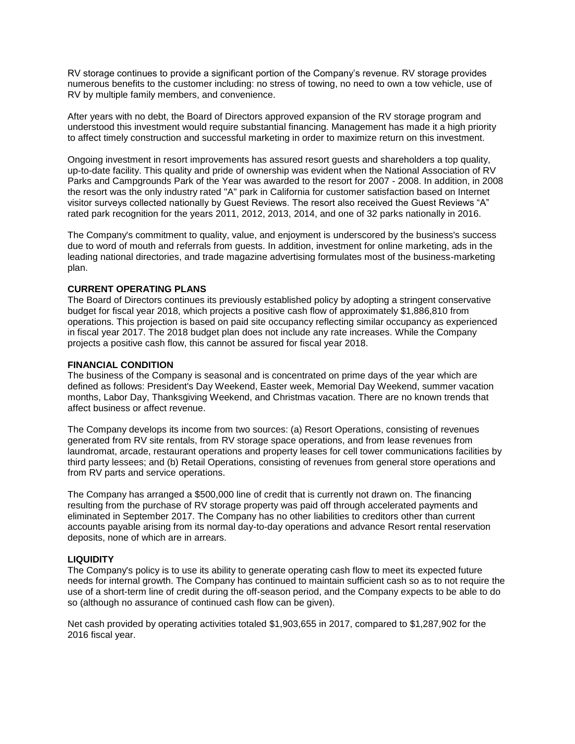RV storage continues to provide a significant portion of the Company's revenue. RV storage provides numerous benefits to the customer including: no stress of towing, no need to own a tow vehicle, use of RV by multiple family members, and convenience.

After years with no debt, the Board of Directors approved expansion of the RV storage program and understood this investment would require substantial financing. Management has made it a high priority to affect timely construction and successful marketing in order to maximize return on this investment.

Ongoing investment in resort improvements has assured resort guests and shareholders a top quality, up-to-date facility. This quality and pride of ownership was evident when the National Association of RV Parks and Campgrounds Park of the Year was awarded to the resort for 2007 - 2008. In addition, in 2008 the resort was the only industry rated "A" park in California for customer satisfaction based on Internet visitor surveys collected nationally by Guest Reviews. The resort also received the Guest Reviews "A" rated park recognition for the years 2011, 2012, 2013, 2014, and one of 32 parks nationally in 2016.

The Company's commitment to quality, value, and enjoyment is underscored by the business's success due to word of mouth and referrals from guests. In addition, investment for online marketing, ads in the leading national directories, and trade magazine advertising formulates most of the business-marketing plan.

**CURRENT OPERATING PLANS**

The Board of Directors continues its previously established policy by adopting a stringent conservative budget for fiscal year 2018, which projects a positive cash flow of approximately $1,886,810 from operations. This projection is based on paid site occupancy reflecting similar occupancy as experienced in fiscal year 2017. The 2018 budget plan does not include any rate increases. While the Company projects a positive cash flow, this cannot be assured for fiscal year 2018.

**FINANCIAL CONDITION**

The business of the Company is seasonal and is concentrated on prime days of the year which are defined as follows: President's Day Weekend, Easter week, Memorial Day Weekend, summer vacation months, Labor Day, Thanksgiving Weekend, and Christmas vacation. There are no known trends that affect business or affect revenue.

The Company develops its income from two sources: (a) Resort Operations, consisting of revenues generated from RV site rentals, from RV storage space operations, and from lease revenues from laundromat, arcade, restaurant operations and property leases for cell tower communications facilities by third party lessees; and (b) Retail Operations, consisting of revenues from general store operations and from RV parts and service operations.

The Company has arranged a $500,000 line of credit that is currently not drawn on. The financing resulting from the purchase of RV storage property was paid off through accelerated payments and eliminated in September 2017. The Company has no other liabilities to creditors other than current accounts payable arising from its normal day-to-day operations and advance Resort rental reservation deposits, none of which are in arrears.

**LIQUIDITY**

The Company's policy is to use its ability to generate operating cash flow to meet its expected future needs for internal growth. The Company has continued to maintain sufficient cash so as to not require the use of a short-term line of credit during the off-season period, and the Company expects to be able to do so (although no assurance of continued cash flow can be given).

Net cash provided by operating activities totaled $1,903,655 in 2017, compared to $1,287,902 for the 2016 fiscal year.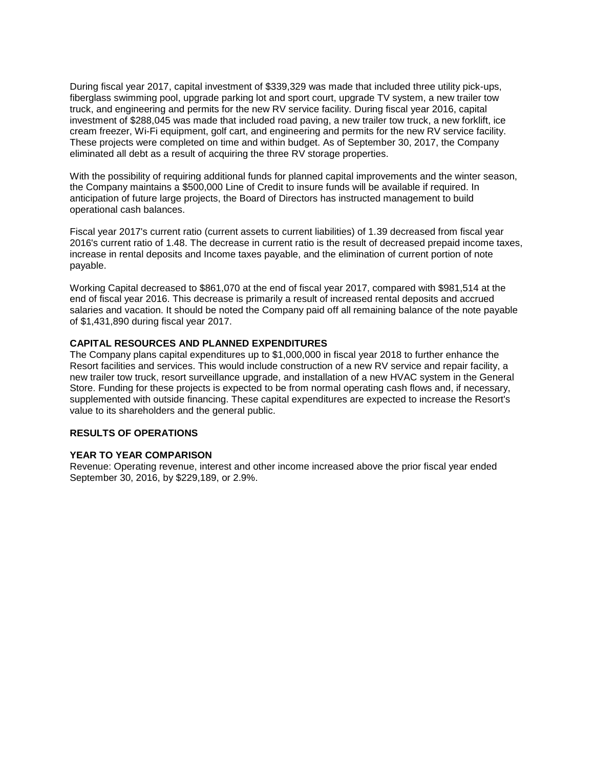During fiscal year 2017, capital investment of $339,329 was made that included three utility pick-ups, fiberglass swimming pool, upgrade parking lot and sport court, upgrade TV system, a new trailer tow truck, and engineering and permits for the new RV service facility. During fiscal year 2016, capital investment of $288,045 was made that included road paving, a new trailer tow truck, a new forklift, ice cream freezer, Wi-Fi equipment, golf cart, and engineering and permits for the new RV service facility. These projects were completed on time and within budget. As of September 30, 2017, the Company eliminated all debt as a result of acquiring the three RV storage properties.

With the possibility of requiring additional funds for planned capital improvements and the winter season, the Company maintains a $500,000 Line of Credit to insure funds will be available if required. In anticipation of future large projects, the Board of Directors has instructed management to build operational cash balances.

Fiscal year 2017's current ratio (current assets to current liabilities) of 1.39 decreased from fiscal year 2016's current ratio of 1.48. The decrease in current ratio is the result of decreased prepaid income taxes, increase in rental deposits and Income taxes payable, and the elimination of current portion of note payable.

Working Capital decreased to $861,070 at the end of fiscal year 2017, compared with $981,514 at the end of fiscal year 2016. This decrease is primarily a result of increased rental deposits and accrued salaries and vacation. It should be noted the Company paid off all remaining balance of the note payable of $1,431,890 during fiscal year 2017.

**CAPITAL RESOURCES AND PLANNED EXPENDITURES**

The Company plans capital expenditures up to $1,000,000 in fiscal year 2018 to further enhance the Resort facilities and services. This would include construction of a new RV service and repair facility, a new trailer tow truck, resort surveillance upgrade, and installation of a new HVAC system in the General Store. Funding for these projects is expected to be from normal operating cash flows and, if necessary, supplemented with outside financing. These capital expenditures are expected to increase the Resort's value to its shareholders and the general public.

**RESULTS OF OPERATIONS**

**YEAR TO YEAR COMPARISON**

Revenue: Operating revenue, interest and other income increased above the prior fiscal year ended September 30, 2016, by $229,189, or 2.9%.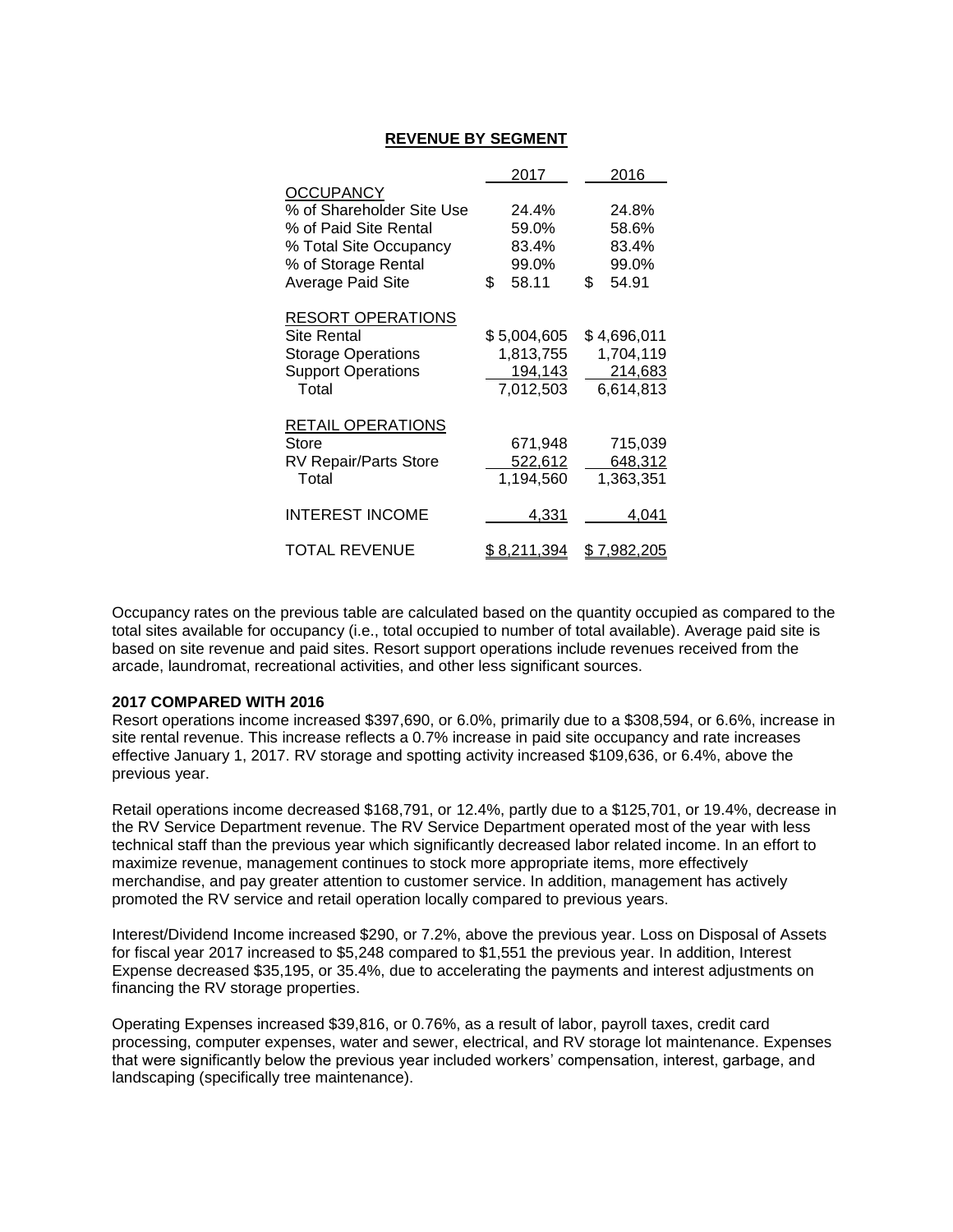## REVENUE BY SEGMENT

| | 2017 | 2016 |
|---|---|---|
| OCCUPANCY | | |
| % of Shareholder Site Use | 24.4% | 24.8% |
| % of Paid Site Rental | 59.0% | 58.6% |
| % Total Site Occupancy | 83.4% | 83.4% |
| % of Storage Rental | 99.0% | 99.0% |
| Average Paid Site | $ 58.11 | $ 54.91 |
| RESORT OPERATIONS | | |
| Site Rental | $ 5,004,605 | $ 4,696,011 |
| Storage Operations | 1,813,755 | 1,704,119 |
| Support Operations | 194,143 | 214,683 |
| Total | 7,012,503 | 6,614,813 |
| RETAIL OPERATIONS | | |
| Store | 671,948 | 715,039 |
| RV Repair/Parts Store | 522,612 | 648,312 |
| Total | 1,194,560 | 1,363,351 |
| INTEREST INCOME | 4,331 | 4,041 |
| TOTAL REVENUE | $ 8,211,394 | $ 7,982,205 |

Occupancy rates on the previous table are calculated based on the quantity occupied as compared to the total sites available for occupancy (i.e., total occupied to number of total available). Average paid site is based on site revenue and paid sites. Resort support operations include revenues received from the arcade, laundromat, recreational activities, and other less significant sources.

**2017 COMPARED WITH 2016**

Resort operations income increased $397,690, or 6.0%, primarily due to a $308,594, or 6.6%, increase in site rental revenue. This increase reflects a 0.7% increase in paid site occupancy and rate increases effective January 1, 2017. RV storage and spotting activity increased $109,636, or 6.4%, above the previous year.

Retail operations income decreased $168,791, or 12.4%, partly due to a $125,701, or 19.4%, decrease in the RV Service Department revenue. The RV Service Department operated most of the year with less technical staff than the previous year which significantly decreased labor related income. In an effort to maximize revenue, management continues to stock more appropriate items, more effectively merchandise, and pay greater attention to customer service. In addition, management has actively promoted the RV service and retail operation locally compared to previous years.

Interest/Dividend Income increased $290, or 7.2%, above the previous year. Loss on Disposal of Assets for fiscal year 2017 increased to $5,248 compared to $1,551 the previous year. In addition, Interest Expense decreased $35,195, or 35.4%, due to accelerating the payments and interest adjustments on financing the RV storage properties.

Operating Expenses increased $39,816, or 0.76%, as a result of labor, payroll taxes, credit card processing, computer expenses, water and sewer, electrical, and RV storage lot maintenance. Expenses that were significantly below the previous year included workers' compensation, interest, garbage, and landscaping (specifically tree maintenance).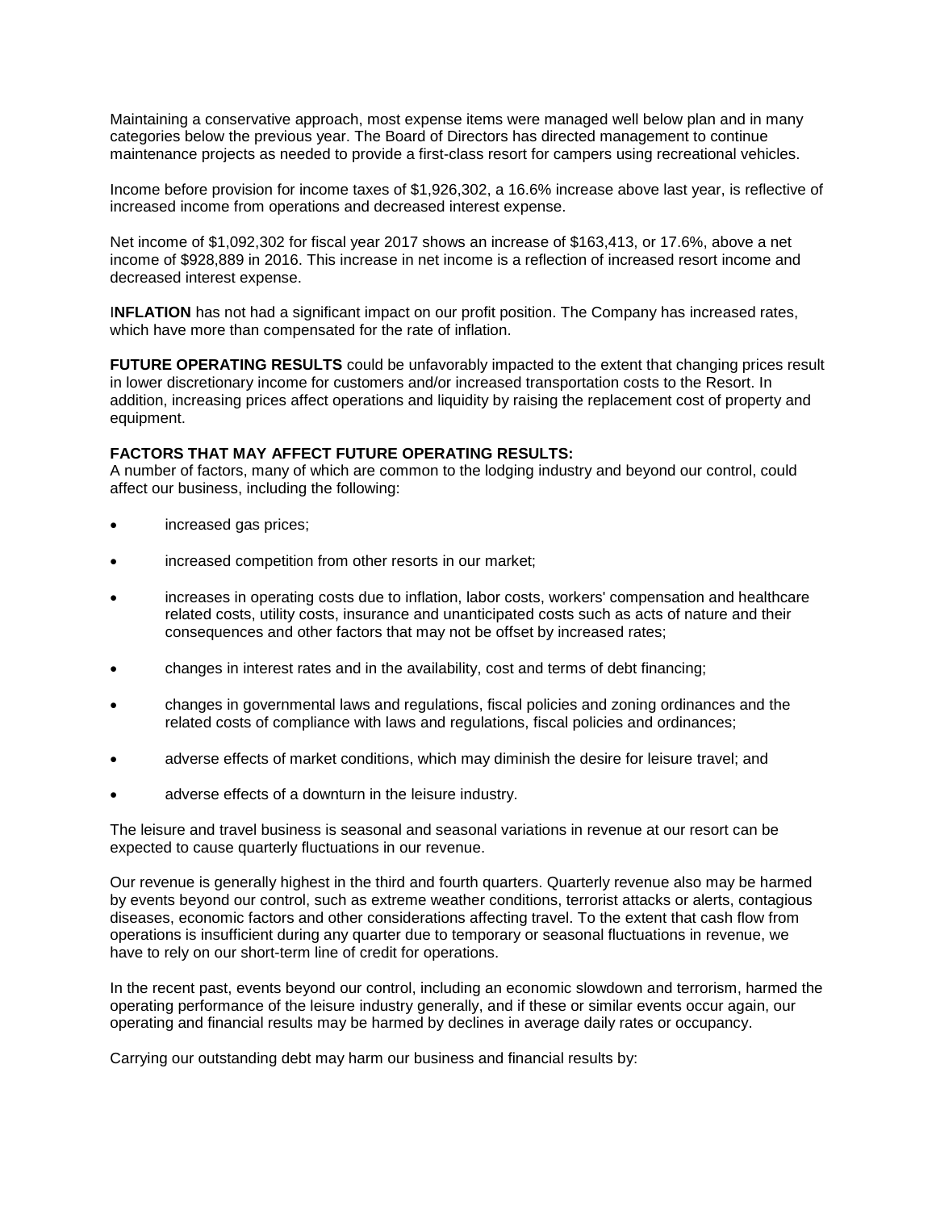Maintaining a conservative approach, most expense items were managed well below plan and in many categories below the previous year. The Board of Directors has directed management to continue maintenance projects as needed to provide a first-class resort for campers using recreational vehicles.

Income before provision for income taxes of $1,926,302, a 16.6% increase above last year, is reflective of increased income from operations and decreased interest expense.

Net income of $1,092,302 for fiscal year 2017 shows an increase of $163,413, or 17.6%, above a net income of $928,889 in 2016. This increase in net income is a reflection of increased resort income and decreased interest expense.

**INFLATION** has not had a significant impact on our profit position. The Company has increased rates, which have more than compensated for the rate of inflation.

**FUTURE OPERATING RESULTS** could be unfavorably impacted to the extent that changing prices result in lower discretionary income for customers and/or increased transportation costs to the Resort. In addition, increasing prices affect operations and liquidity by raising the replacement cost of property and equipment.

**FACTORS THAT MAY AFFECT FUTURE OPERATING RESULTS:**
A number of factors, many of which are common to the lodging industry and beyond our control, could affect our business, including the following:

- increased gas prices;
- increased competition from other resorts in our market;
- increases in operating costs due to inflation, labor costs, workers' compensation and healthcare related costs, utility costs, insurance and unanticipated costs such as acts of nature and their consequences and other factors that may not be offset by increased rates;
- changes in interest rates and in the availability, cost and terms of debt financing;
- changes in governmental laws and regulations, fiscal policies and zoning ordinances and the related costs of compliance with laws and regulations, fiscal policies and ordinances;
- adverse effects of market conditions, which may diminish the desire for leisure travel; and
- adverse effects of a downturn in the leisure industry.

The leisure and travel business is seasonal and seasonal variations in revenue at our resort can be expected to cause quarterly fluctuations in our revenue.

Our revenue is generally highest in the third and fourth quarters. Quarterly revenue also may be harmed by events beyond our control, such as extreme weather conditions, terrorist attacks or alerts, contagious diseases, economic factors and other considerations affecting travel. To the extent that cash flow from operations is insufficient during any quarter due to temporary or seasonal fluctuations in revenue, we have to rely on our short-term line of credit for operations.

In the recent past, events beyond our control, including an economic slowdown and terrorism, harmed the operating performance of the leisure industry generally, and if these or similar events occur again, our operating and financial results may be harmed by declines in average daily rates or occupancy.

Carrying our outstanding debt may harm our business and financial results by: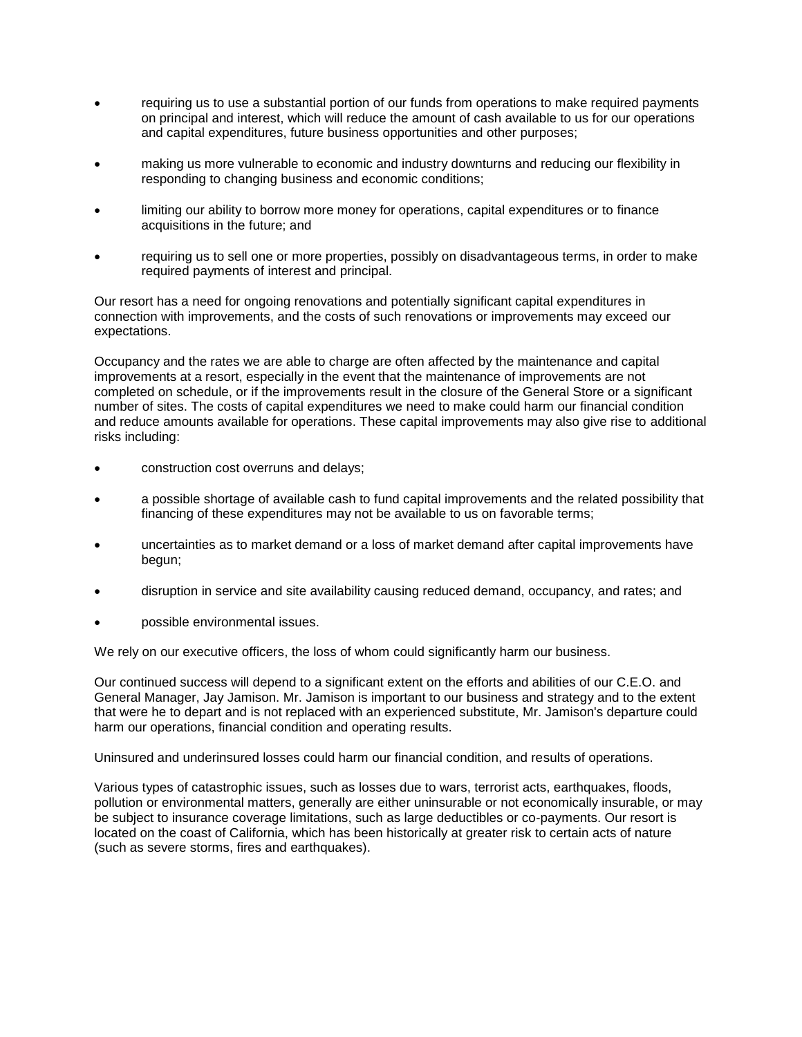- requiring us to use a substantial portion of our funds from operations to make required payments on principal and interest, which will reduce the amount of cash available to us for our operations and capital expenditures, future business opportunities and other purposes;
- making us more vulnerable to economic and industry downturns and reducing our flexibility in responding to changing business and economic conditions;
- limiting our ability to borrow more money for operations, capital expenditures or to finance acquisitions in the future; and
- requiring us to sell one or more properties, possibly on disadvantageous terms, in order to make required payments of interest and principal.

Our resort has a need for ongoing renovations and potentially significant capital expenditures in connection with improvements, and the costs of such renovations or improvements may exceed our expectations.

Occupancy and the rates we are able to charge are often affected by the maintenance and capital improvements at a resort, especially in the event that the maintenance of improvements are not completed on schedule, or if the improvements result in the closure of the General Store or a significant number of sites. The costs of capital expenditures we need to make could harm our financial condition and reduce amounts available for operations. These capital improvements may also give rise to additional risks including:

- construction cost overruns and delays;
- a possible shortage of available cash to fund capital improvements and the related possibility that financing of these expenditures may not be available to us on favorable terms;
- uncertainties as to market demand or a loss of market demand after capital improvements have begun;
- disruption in service and site availability causing reduced demand, occupancy, and rates; and
- possible environmental issues.

We rely on our executive officers, the loss of whom could significantly harm our business.

Our continued success will depend to a significant extent on the efforts and abilities of our C.E.O. and General Manager, Jay Jamison. Mr. Jamison is important to our business and strategy and to the extent that were he to depart and is not replaced with an experienced substitute, Mr. Jamison's departure could harm our operations, financial condition and operating results.

Uninsured and underinsured losses could harm our financial condition, and results of operations.

Various types of catastrophic issues, such as losses due to wars, terrorist acts, earthquakes, floods, pollution or environmental matters, generally are either uninsurable or not economically insurable, or may be subject to insurance coverage limitations, such as large deductibles or co-payments. Our resort is located on the coast of California, which has been historically at greater risk to certain acts of nature (such as severe storms, fires and earthquakes).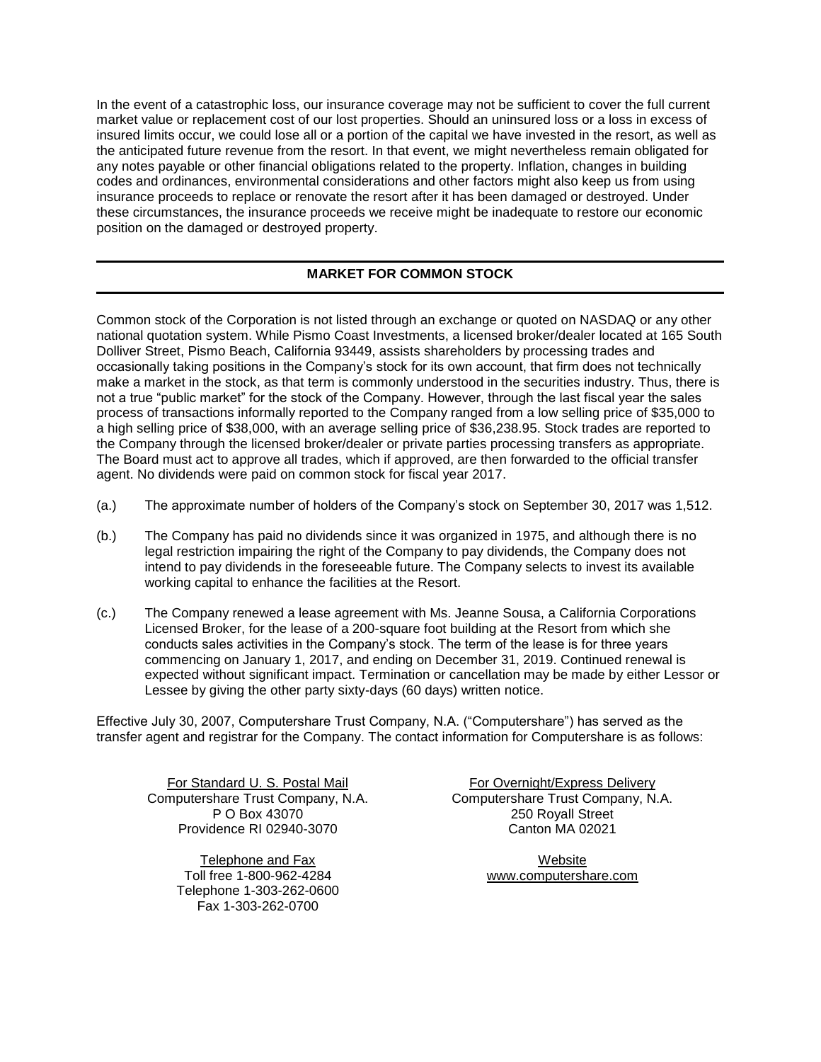In the event of a catastrophic loss, our insurance coverage may not be sufficient to cover the full current market value or replacement cost of our lost properties. Should an uninsured loss or a loss in excess of insured limits occur, we could lose all or a portion of the capital we have invested in the resort, as well as the anticipated future revenue from the resort. In that event, we might nevertheless remain obligated for any notes payable or other financial obligations related to the property. Inflation, changes in building codes and ordinances, environmental considerations and other factors might also keep us from using insurance proceeds to replace or renovate the resort after it has been damaged or destroyed. Under these circumstances, the insurance proceeds we receive might be inadequate to restore our economic position on the damaged or destroyed property.

## MARKET FOR COMMON STOCK

Common stock of the Corporation is not listed through an exchange or quoted on NASDAQ or any other national quotation system. While Pismo Coast Investments, a licensed broker/dealer located at 165 South Dolliver Street, Pismo Beach, California 93449, assists shareholders by processing trades and occasionally taking positions in the Company's stock for its own account, that firm does not technically make a market in the stock, as that term is commonly understood in the securities industry. Thus, there is not a true "public market" for the stock of the Company. However, through the last fiscal year the sales process of transactions informally reported to the Company ranged from a low selling price of $35,000 to a high selling price of $38,000, with an average selling price of $36,238.95. Stock trades are reported to the Company through the licensed broker/dealer or private parties processing transfers as appropriate. The Board must act to approve all trades, which if approved, are then forwarded to the official transfer agent. No dividends were paid on common stock for fiscal year 2017.

(a.) The approximate number of holders of the Company's stock on September 30, 2017 was 1,512.

(b.) The Company has paid no dividends since it was organized in 1975, and although there is no legal restriction impairing the right of the Company to pay dividends, the Company does not intend to pay dividends in the foreseeable future. The Company selects to invest its available working capital to enhance the facilities at the Resort.

(c.) The Company renewed a lease agreement with Ms. Jeanne Sousa, a California Corporations Licensed Broker, for the lease of a 200-square foot building at the Resort from which she conducts sales activities in the Company's stock. The term of the lease is for three years commencing on January 1, 2017, and ending on December 31, 2019. Continued renewal is expected without significant impact. Termination or cancellation may be made by either Lessor or Lessee by giving the other party sixty-days (60 days) written notice.

Effective July 30, 2007, Computershare Trust Company, N.A. ("Computershare") has served as the transfer agent and registrar for the Company. The contact information for Computershare is as follows:

For Standard U. S. Postal Mail
Computershare Trust Company, N.A.
P O Box 43070
Providence RI 02940-3070

For Overnight/Express Delivery
Computershare Trust Company, N.A.
250 Royall Street
Canton MA 02021

Telephone and Fax
Toll free 1-800-962-4284
Telephone 1-303-262-0600
Fax 1-303-262-0700

Website
www.computershare.com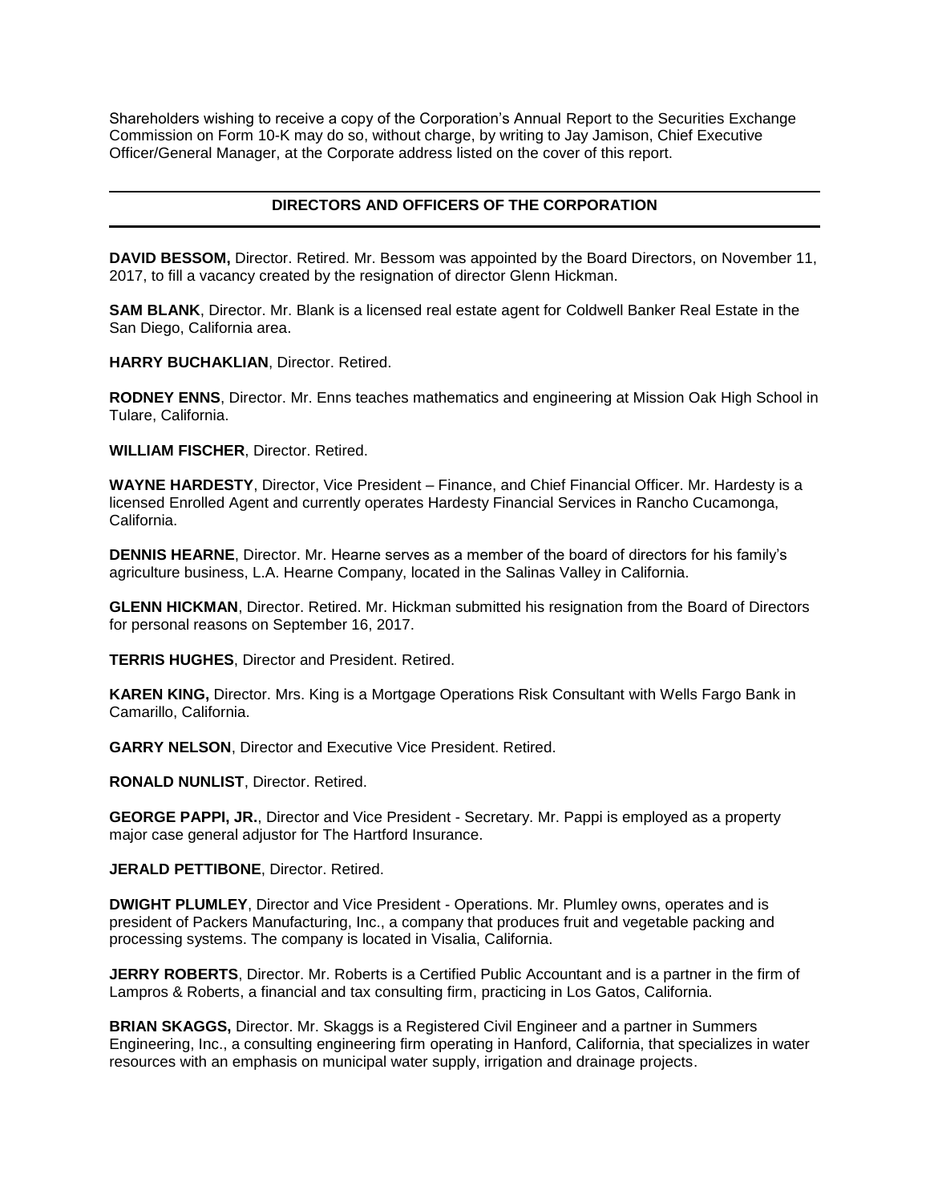Shareholders wishing to receive a copy of the Corporation's Annual Report to the Securities Exchange Commission on Form 10-K may do so, without charge, by writing to Jay Jamison, Chief Executive Officer/General Manager, at the Corporate address listed on the cover of this report.

## DIRECTORS AND OFFICERS OF THE CORPORATION

**DAVID BESSOM,** Director. Retired. Mr. Bessom was appointed by the Board Directors, on November 11, 2017, to fill a vacancy created by the resignation of director Glenn Hickman.

**SAM BLANK**, Director. Mr. Blank is a licensed real estate agent for Coldwell Banker Real Estate in the San Diego, California area.

**HARRY BUCHAKLIAN**, Director. Retired.

**RODNEY ENNS**, Director. Mr. Enns teaches mathematics and engineering at Mission Oak High School in Tulare, California.

**WILLIAM FISCHER**, Director. Retired.

**WAYNE HARDESTY**, Director, Vice President – Finance, and Chief Financial Officer. Mr. Hardesty is a licensed Enrolled Agent and currently operates Hardesty Financial Services in Rancho Cucamonga, California.

**DENNIS HEARNE**, Director. Mr. Hearne serves as a member of the board of directors for his family's agriculture business, L.A. Hearne Company, located in the Salinas Valley in California.

**GLENN HICKMAN**, Director. Retired. Mr. Hickman submitted his resignation from the Board of Directors for personal reasons on September 16, 2017.

**TERRIS HUGHES**, Director and President. Retired.

**KAREN KING,** Director. Mrs. King is a Mortgage Operations Risk Consultant with Wells Fargo Bank in Camarillo, California.

**GARRY NELSON**, Director and Executive Vice President. Retired.

**RONALD NUNLIST**, Director. Retired.

**GEORGE PAPPI, JR.**, Director and Vice President - Secretary. Mr. Pappi is employed as a property major case general adjustor for The Hartford Insurance.

**JERALD PETTIBONE**, Director. Retired.

**DWIGHT PLUMLEY**, Director and Vice President - Operations. Mr. Plumley owns, operates and is president of Packers Manufacturing, Inc., a company that produces fruit and vegetable packing and processing systems. The company is located in Visalia, California.

**JERRY ROBERTS**, Director. Mr. Roberts is a Certified Public Accountant and is a partner in the firm of Lampros & Roberts, a financial and tax consulting firm, practicing in Los Gatos, California.

**BRIAN SKAGGS,** Director. Mr. Skaggs is a Registered Civil Engineer and a partner in Summers Engineering, Inc., a consulting engineering firm operating in Hanford, California, that specializes in water resources with an emphasis on municipal water supply, irrigation and drainage projects.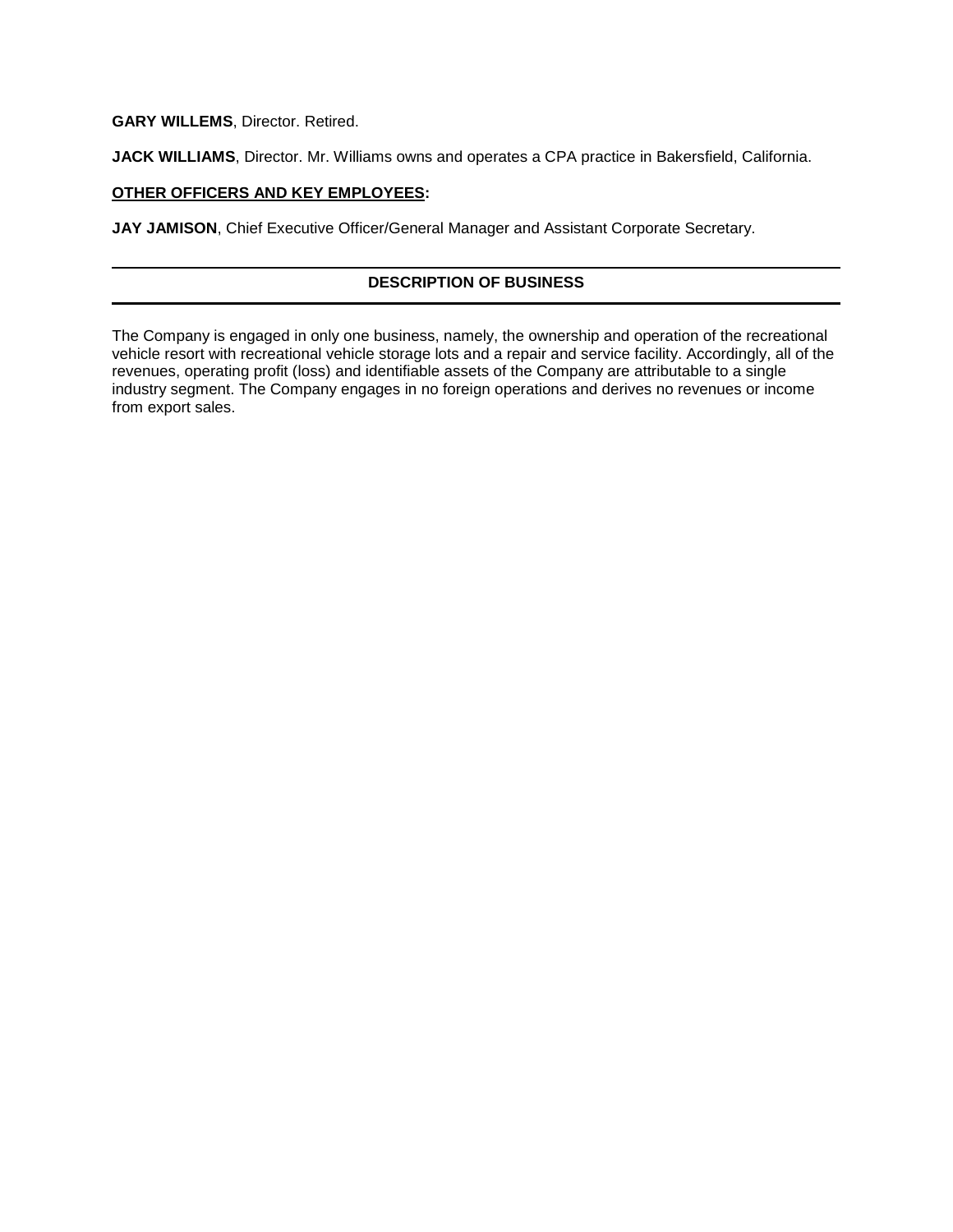**GARY WILLEMS**, Director. Retired.

**JACK WILLIAMS**, Director. Mr. Williams owns and operates a CPA practice in Bakersfield, California.

**OTHER OFFICERS AND KEY EMPLOYEES:**

**JAY JAMISON**, Chief Executive Officer/General Manager and Assistant Corporate Secretary.

## DESCRIPTION OF BUSINESS

The Company is engaged in only one business, namely, the ownership and operation of the recreational vehicle resort with recreational vehicle storage lots and a repair and service facility. Accordingly, all of the revenues, operating profit (loss) and identifiable assets of the Company are attributable to a single industry segment. The Company engages in no foreign operations and derives no revenues or income from export sales.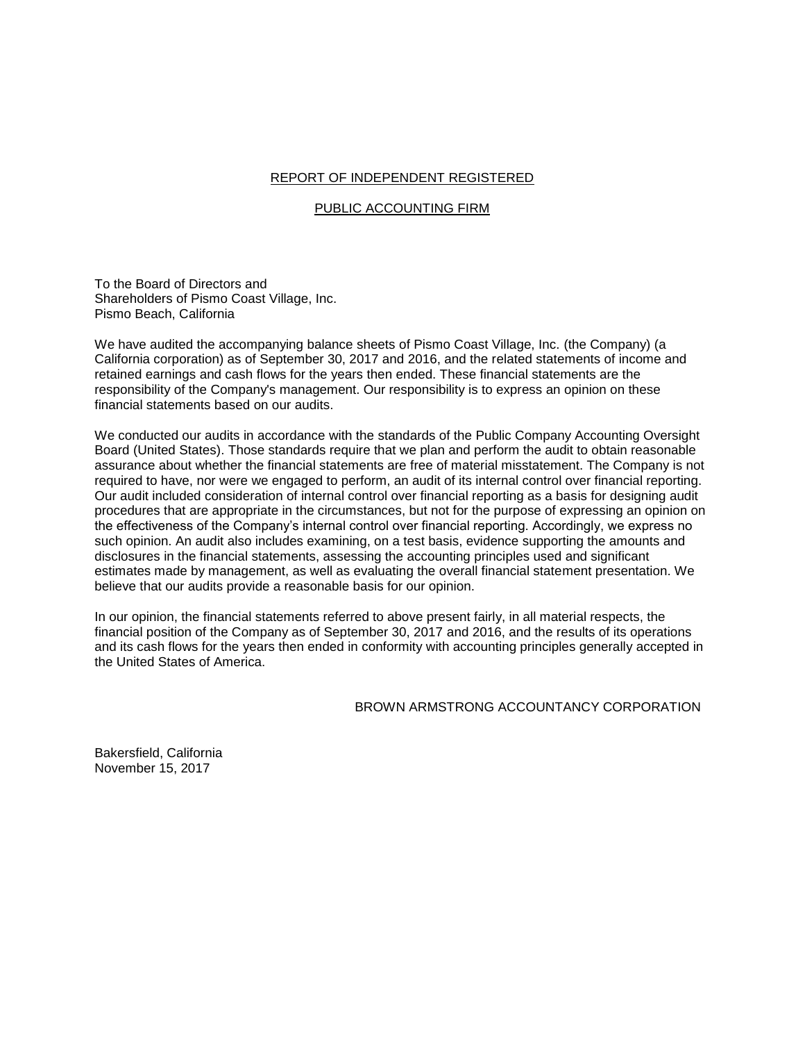## REPORT OF INDEPENDENT REGISTERED

## PUBLIC ACCOUNTING FIRM

To the Board of Directors and
Shareholders of Pismo Coast Village, Inc.
Pismo Beach, California

We have audited the accompanying balance sheets of Pismo Coast Village, Inc. (the Company) (a California corporation) as of September 30, 2017 and 2016, and the related statements of income and retained earnings and cash flows for the years then ended. These financial statements are the responsibility of the Company's management. Our responsibility is to express an opinion on these financial statements based on our audits.

We conducted our audits in accordance with the standards of the Public Company Accounting Oversight Board (United States). Those standards require that we plan and perform the audit to obtain reasonable assurance about whether the financial statements are free of material misstatement. The Company is not required to have, nor were we engaged to perform, an audit of its internal control over financial reporting. Our audit included consideration of internal control over financial reporting as a basis for designing audit procedures that are appropriate in the circumstances, but not for the purpose of expressing an opinion on the effectiveness of the Company's internal control over financial reporting. Accordingly, we express no such opinion. An audit also includes examining, on a test basis, evidence supporting the amounts and disclosures in the financial statements, assessing the accounting principles used and significant estimates made by management, as well as evaluating the overall financial statement presentation. We believe that our audits provide a reasonable basis for our opinion.

In our opinion, the financial statements referred to above present fairly, in all material respects, the financial position of the Company as of September 30, 2017 and 2016, and the results of its operations and its cash flows for the years then ended in conformity with accounting principles generally accepted in the United States of America.

BROWN ARMSTRONG ACCOUNTANCY CORPORATION

Bakersfield, California
November 15, 2017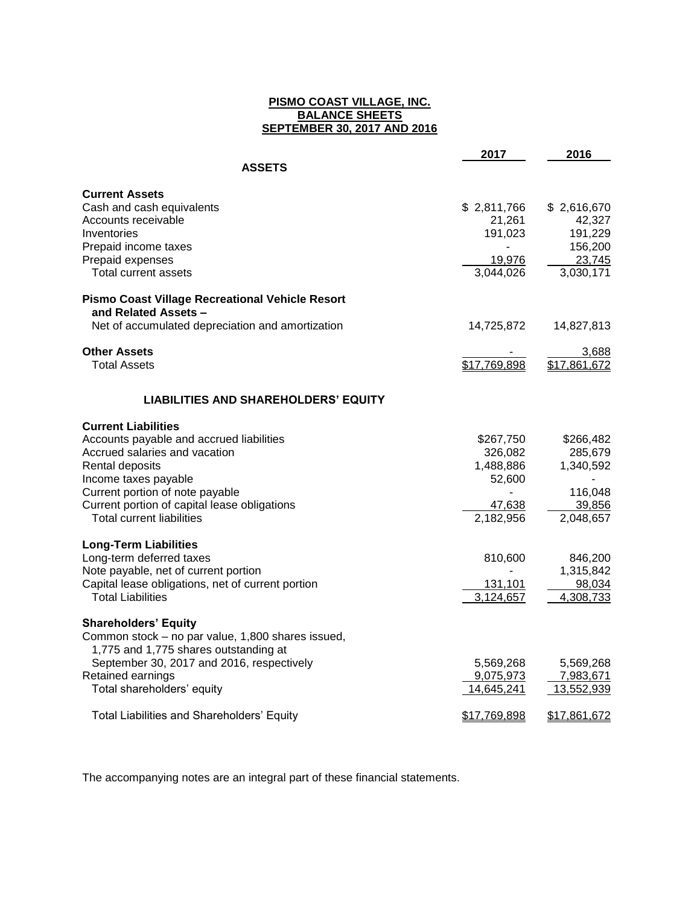**PISMO COAST VILLAGE, INC.**
**BALANCE SHEETS**
**SEPTEMBER 30, 2017 AND 2016**

| | 2017 | 2016 |
|---|---|---|
| **ASSETS** | | |
| **Current Assets** | | |
| Cash and cash equivalents | $ 2,811,766 | $ 2,616,670 |
| Accounts receivable | 21,261 | 42,327 |
| Inventories | 191,023 | 191,229 |
| Prepaid income taxes | - | 156,200 |
| Prepaid expenses | 19,976 | 23,745 |
| Total current assets | 3,044,026 | 3,030,171 |
| **Pismo Coast Village Recreational Vehicle Resort and Related Assets –** | | |
| Net of accumulated depreciation and amortization | 14,725,872 | 14,827,813 |
| **Other Assets** | - | 3,688 |
| Total Assets | $17,769,898 | $17,861,672 |
| **LIABILITIES AND SHAREHOLDERS' EQUITY** | | |
| **Current Liabilities** | | |
| Accounts payable and accrued liabilities | $267,750 | $266,482 |
| Accrued salaries and vacation | 326,082 | 285,679 |
| Rental deposits | 1,488,886 | 1,340,592 |
| Income taxes payable | 52,600 | - |
| Current portion of note payable | - | 116,048 |
| Current portion of capital lease obligations | 47,638 | 39,856 |
| Total current liabilities | 2,182,956 | 2,048,657 |
| **Long-Term Liabilities** | | |
| Long-term deferred taxes | 810,600 | 846,200 |
| Note payable, net of current portion | - | 1,315,842 |
| Capital lease obligations, net of current portion | 131,101 | 98,034 |
| Total Liabilities | 3,124,657 | 4,308,733 |
| **Shareholders' Equity** | | |
| Common stock – no par value, 1,800 shares issued, 1,775 and 1,775 shares outstanding at September 30, 2017 and 2016, respectively | 5,569,268 | 5,569,268 |
| Retained earnings | 9,075,973 | 7,983,671 |
| Total shareholders' equity | 14,645,241 | 13,552,939 |
| Total Liabilities and Shareholders' Equity | $17,769,898 | $17,861,672 |

The accompanying notes are an integral part of these financial statements.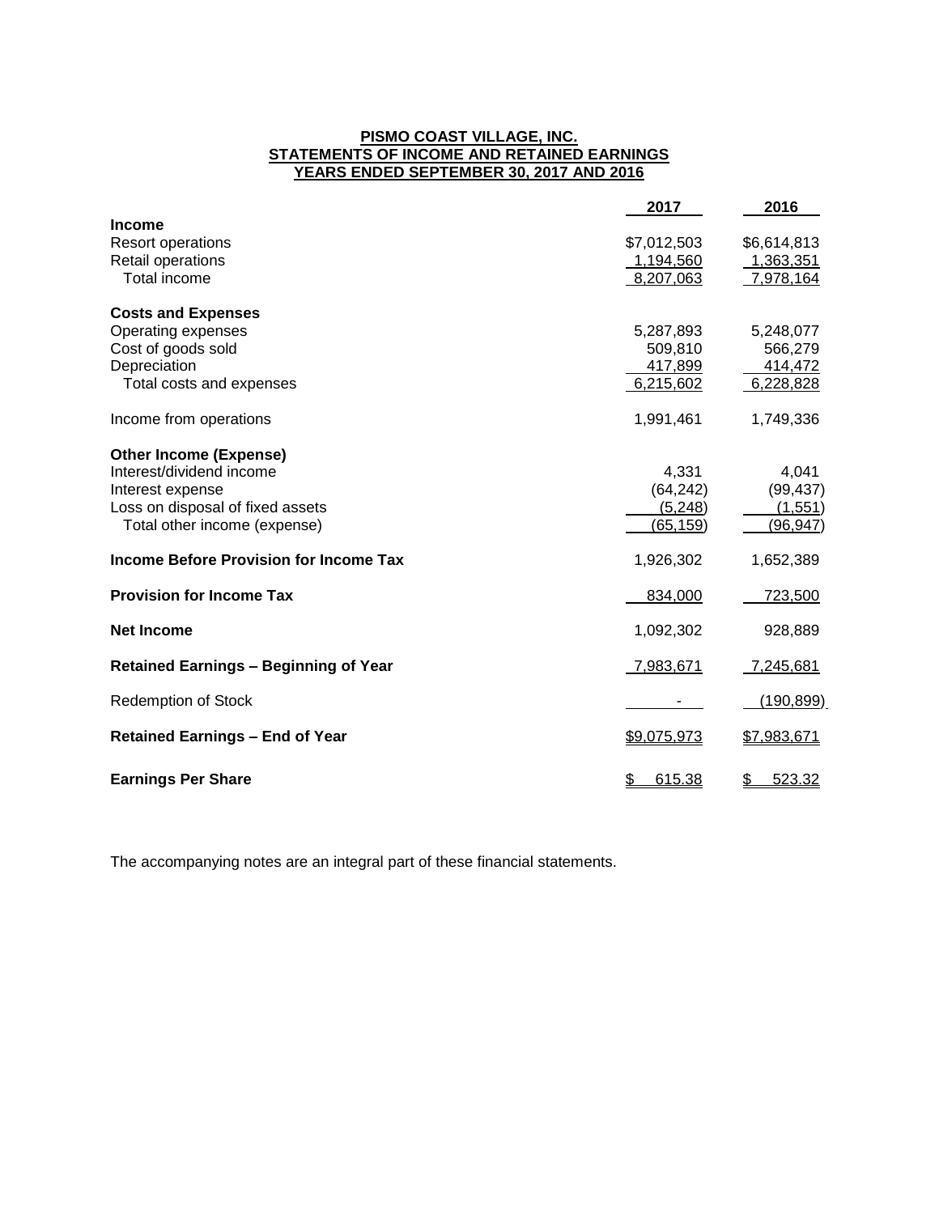**PISMO COAST VILLAGE, INC.**
**STATEMENTS OF INCOME AND RETAINED EARNINGS**
**YEARS ENDED SEPTEMBER 30, 2017 AND 2016**

| | 2017 | 2016 |
|---|---|---|
| **Income** | | |
| Resort operations | $7,012,503 | $6,614,813 |
| Retail operations | 1,194,560 | 1,363,351 |
| Total income | 8,207,063 | 7,978,164 |
| **Costs and Expenses** | | |
| Operating expenses | 5,287,893 | 5,248,077 |
| Cost of goods sold | 509,810 | 566,279 |
| Depreciation | 417,899 | 414,472 |
| Total costs and expenses | 6,215,602 | 6,228,828 |
| Income from operations | 1,991,461 | 1,749,336 |
| **Other Income (Expense)** | | |
| Interest/dividend income | 4,331 | 4,041 |
| Interest expense | (64,242) | (99,437) |
| Loss on disposal of fixed assets | (5,248) | (1,551) |
| Total other income (expense) | (65,159) | (96,947) |
| **Income Before Provision for Income Tax** | 1,926,302 | 1,652,389 |
| **Provision for Income Tax** | 834,000 | 723,500 |
| **Net Income** | 1,092,302 | 928,889 |
| **Retained Earnings – Beginning of Year** | 7,983,671 | 7,245,681 |
| Redemption of Stock | - | (190,899) |
| **Retained Earnings – End of Year** | $9,075,973 | $7,983,671 |
| **Earnings Per Share** | $ 615.38 | $ 523.32 |

The accompanying notes are an integral part of these financial statements.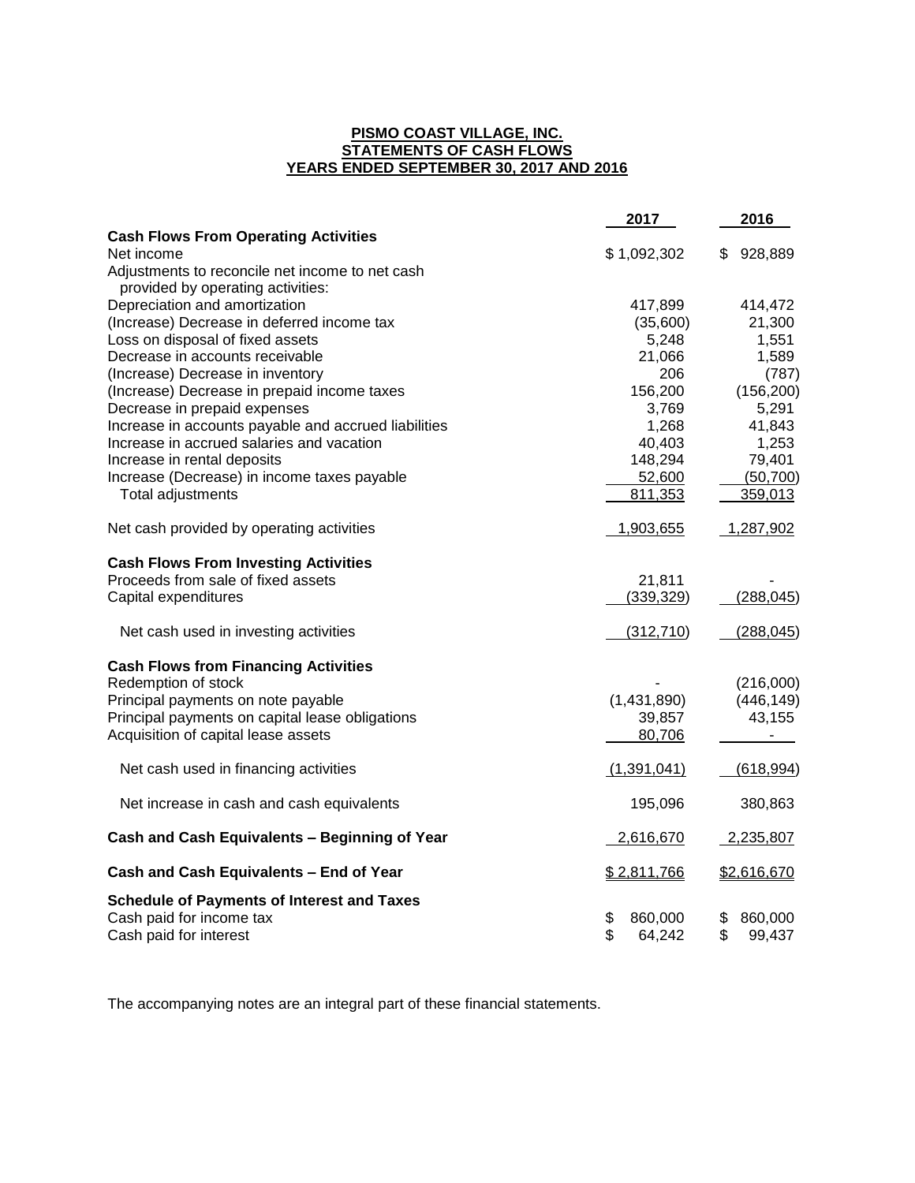# PISMO COAST VILLAGE, INC.
## STATEMENTS OF CASH FLOWS
### YEARS ENDED SEPTEMBER 30, 2017 AND 2016

| | 2017 | 2016 |
|---|---|---|
| **Cash Flows From Operating Activities** | | |
| Net income | $ 1,092,302 | $ 928,889 |
| Adjustments to reconcile net income to net cash provided by operating activities: | | |
| Depreciation and amortization | 417,899 | 414,472 |
| (Increase) Decrease in deferred income tax | (35,600) | 21,300 |
| Loss on disposal of fixed assets | 5,248 | 1,551 |
| Decrease in accounts receivable | 21,066 | 1,589 |
| (Increase) Decrease in inventory | 206 | (787) |
| (Increase) Decrease in prepaid income taxes | 156,200 | (156,200) |
| Decrease in prepaid expenses | 3,769 | 5,291 |
| Increase in accounts payable and accrued liabilities | 1,268 | 41,843 |
| Increase in accrued salaries and vacation | 40,403 | 1,253 |
| Increase in rental deposits | 148,294 | 79,401 |
| Increase (Decrease) in income taxes payable | 52,600 | (50,700) |
| Total adjustments | 811,353 | 359,013 |
| Net cash provided by operating activities | 1,903,655 | 1,287,902 |
| **Cash Flows From Investing Activities** | | |
| Proceeds from sale of fixed assets | 21,811 | - |
| Capital expenditures | (339,329) | (288,045) |
| Net cash used in investing activities | (312,710) | (288,045) |
| **Cash Flows from Financing Activities** | | |
| Redemption of stock | - | (216,000) |
| Principal payments on note payable | (1,431,890) | (446,149) |
| Principal payments on capital lease obligations | 39,857 | 43,155 |
| Acquisition of capital lease assets | 80,706 | - |
| Net cash used in financing activities | (1,391,041) | (618,994) |
| Net increase in cash and cash equivalents | 195,096 | 380,863 |
| **Cash and Cash Equivalents – Beginning of Year** | 2,616,670 | 2,235,807 |
| **Cash and Cash Equivalents – End of Year** | $ 2,811,766 | $2,616,670 |
| **Schedule of Payments of Interest and Taxes** | | |
| Cash paid for income tax | $ 860,000 | $ 860,000 |
| Cash paid for interest | $ 64,242 | $ 99,437 |

The accompanying notes are an integral part of these financial statements.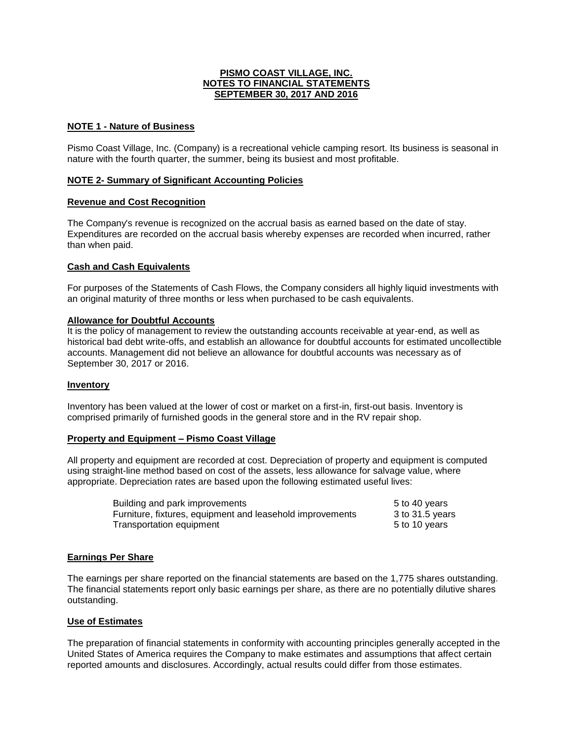# PISMO COAST VILLAGE, INC.
# NOTES TO FINANCIAL STATEMENTS
# SEPTEMBER 30, 2017 AND 2016

## NOTE 1 - Nature of Business

Pismo Coast Village, Inc. (Company) is a recreational vehicle camping resort. Its business is seasonal in nature with the fourth quarter, the summer, being its busiest and most profitable.

## NOTE 2- Summary of Significant Accounting Policies

### Revenue and Cost Recognition

The Company's revenue is recognized on the accrual basis as earned based on the date of stay. Expenditures are recorded on the accrual basis whereby expenses are recorded when incurred, rather than when paid.

### Cash and Cash Equivalents

For purposes of the Statements of Cash Flows, the Company considers all highly liquid investments with an original maturity of three months or less when purchased to be cash equivalents.

### Allowance for Doubtful Accounts

It is the policy of management to review the outstanding accounts receivable at year-end, as well as historical bad debt write-offs, and establish an allowance for doubtful accounts for estimated uncollectible accounts. Management did not believe an allowance for doubtful accounts was necessary as of September 30, 2017 or 2016.

### Inventory

Inventory has been valued at the lower of cost or market on a first-in, first-out basis. Inventory is comprised primarily of furnished goods in the general store and in the RV repair shop.

### Property and Equipment – Pismo Coast Village

All property and equipment are recorded at cost. Depreciation of property and equipment is computed using straight-line method based on cost of the assets, less allowance for salvage value, where appropriate. Depreciation rates are based upon the following estimated useful lives:

| | |
|---|---|
| Building and park improvements | 5 to 40 years |
| Furniture, fixtures, equipment and leasehold improvements | 3 to 31.5 years |
| Transportation equipment | 5 to 10 years |

### Earnings Per Share

The earnings per share reported on the financial statements are based on the 1,775 shares outstanding. The financial statements report only basic earnings per share, as there are no potentially dilutive shares outstanding.

### Use of Estimates

The preparation of financial statements in conformity with accounting principles generally accepted in the United States of America requires the Company to make estimates and assumptions that affect certain reported amounts and disclosures. Accordingly, actual results could differ from those estimates.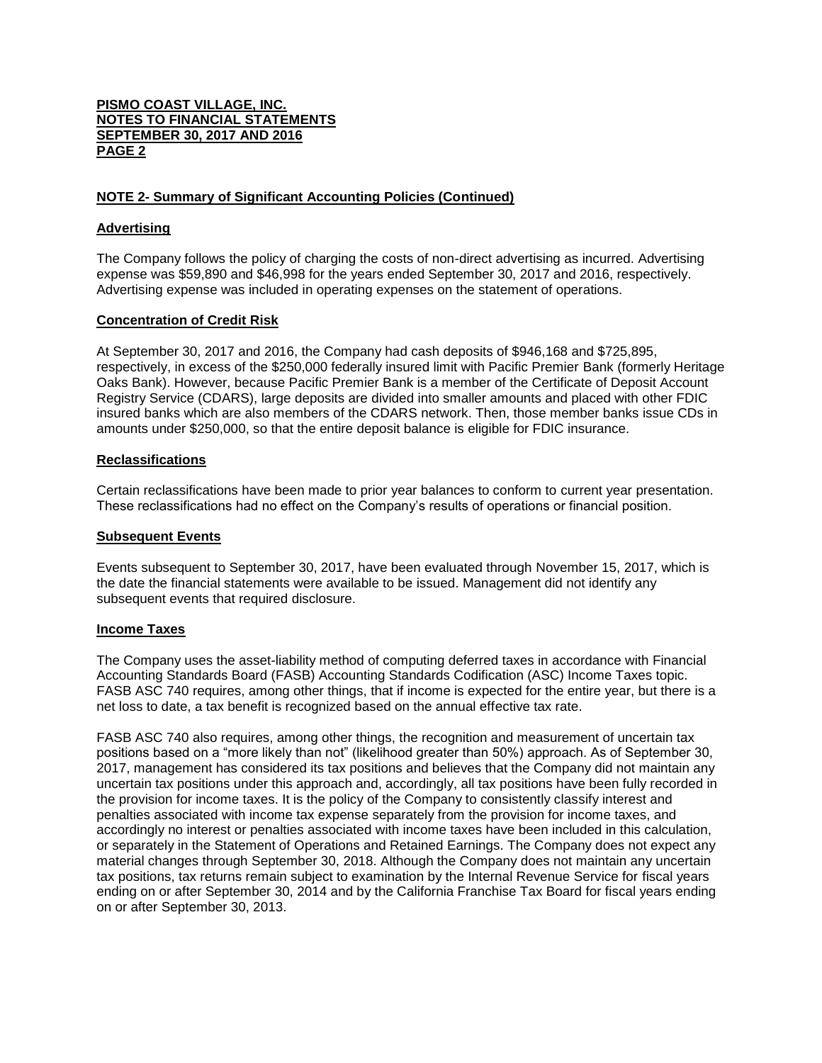**PISMO COAST VILLAGE, INC.**
**NOTES TO FINANCIAL STATEMENTS**
**SEPTEMBER 30, 2017 AND 2016**
**PAGE 2**

## NOTE 2- Summary of Significant Accounting Policies (Continued)

### Advertising

The Company follows the policy of charging the costs of non-direct advertising as incurred. Advertising expense was $59,890 and $46,998 for the years ended September 30, 2017 and 2016, respectively. Advertising expense was included in operating expenses on the statement of operations.

### Concentration of Credit Risk

At September 30, 2017 and 2016, the Company had cash deposits of $946,168 and $725,895, respectively, in excess of the $250,000 federally insured limit with Pacific Premier Bank (formerly Heritage Oaks Bank). However, because Pacific Premier Bank is a member of the Certificate of Deposit Account Registry Service (CDARS), large deposits are divided into smaller amounts and placed with other FDIC insured banks which are also members of the CDARS network. Then, those member banks issue CDs in amounts under $250,000, so that the entire deposit balance is eligible for FDIC insurance.

### Reclassifications

Certain reclassifications have been made to prior year balances to conform to current year presentation. These reclassifications had no effect on the Company's results of operations or financial position.

### Subsequent Events

Events subsequent to September 30, 2017, have been evaluated through November 15, 2017, which is the date the financial statements were available to be issued. Management did not identify any subsequent events that required disclosure.

### Income Taxes

The Company uses the asset-liability method of computing deferred taxes in accordance with Financial Accounting Standards Board (FASB) Accounting Standards Codification (ASC) Income Taxes topic. FASB ASC 740 requires, among other things, that if income is expected for the entire year, but there is a net loss to date, a tax benefit is recognized based on the annual effective tax rate.

FASB ASC 740 also requires, among other things, the recognition and measurement of uncertain tax positions based on a "more likely than not" (likelihood greater than 50%) approach. As of September 30, 2017, management has considered its tax positions and believes that the Company did not maintain any uncertain tax positions under this approach and, accordingly, all tax positions have been fully recorded in the provision for income taxes. It is the policy of the Company to consistently classify interest and penalties associated with income tax expense separately from the provision for income taxes, and accordingly no interest or penalties associated with income taxes have been included in this calculation, or separately in the Statement of Operations and Retained Earnings. The Company does not expect any material changes through September 30, 2018. Although the Company does not maintain any uncertain tax positions, tax returns remain subject to examination by the Internal Revenue Service for fiscal years ending on or after September 30, 2014 and by the California Franchise Tax Board for fiscal years ending on or after September 30, 2013.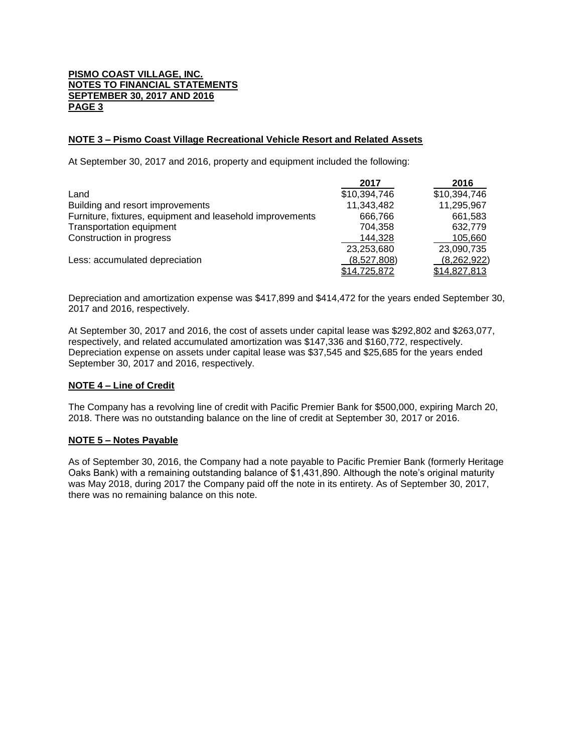**PISMO COAST VILLAGE, INC.**
**NOTES TO FINANCIAL STATEMENTS**
**SEPTEMBER 30, 2017 AND 2016**
**PAGE 3**

### NOTE 3 – Pismo Coast Village Recreational Vehicle Resort and Related Assets

At September 30, 2017 and 2016, property and equipment included the following:

| | 2017 | 2016 |
|---|---|---|
| Land | $10,394,746 | $10,394,746 |
| Building and resort improvements | 11,343,482 | 11,295,967 |
| Furniture, fixtures, equipment and leasehold improvements | 666,766 | 661,583 |
| Transportation equipment | 704,358 | 632,779 |
| Construction in progress | 144,328 | 105,660 |
| | 23,253,680 | 23,090,735 |
| Less: accumulated depreciation | (8,527,808) | (8,262,922) |
| | $14,725,872 | $14,827,813 |

Depreciation and amortization expense was $417,899 and $414,472 for the years ended September 30, 2017 and 2016, respectively.

At September 30, 2017 and 2016, the cost of assets under capital lease was $292,802 and $263,077, respectively, and related accumulated amortization was $147,336 and $160,772, respectively. Depreciation expense on assets under capital lease was $37,545 and $25,685 for the years ended September 30, 2017 and 2016, respectively.

### NOTE 4 – Line of Credit

The Company has a revolving line of credit with Pacific Premier Bank for $500,000, expiring March 20, 2018. There was no outstanding balance on the line of credit at September 30, 2017 or 2016.

### NOTE 5 – Notes Payable

As of September 30, 2016, the Company had a note payable to Pacific Premier Bank (formerly Heritage Oaks Bank) with a remaining outstanding balance of $1,431,890. Although the note's original maturity was May 2018, during 2017 the Company paid off the note in its entirety. As of September 30, 2017, there was no remaining balance on this note.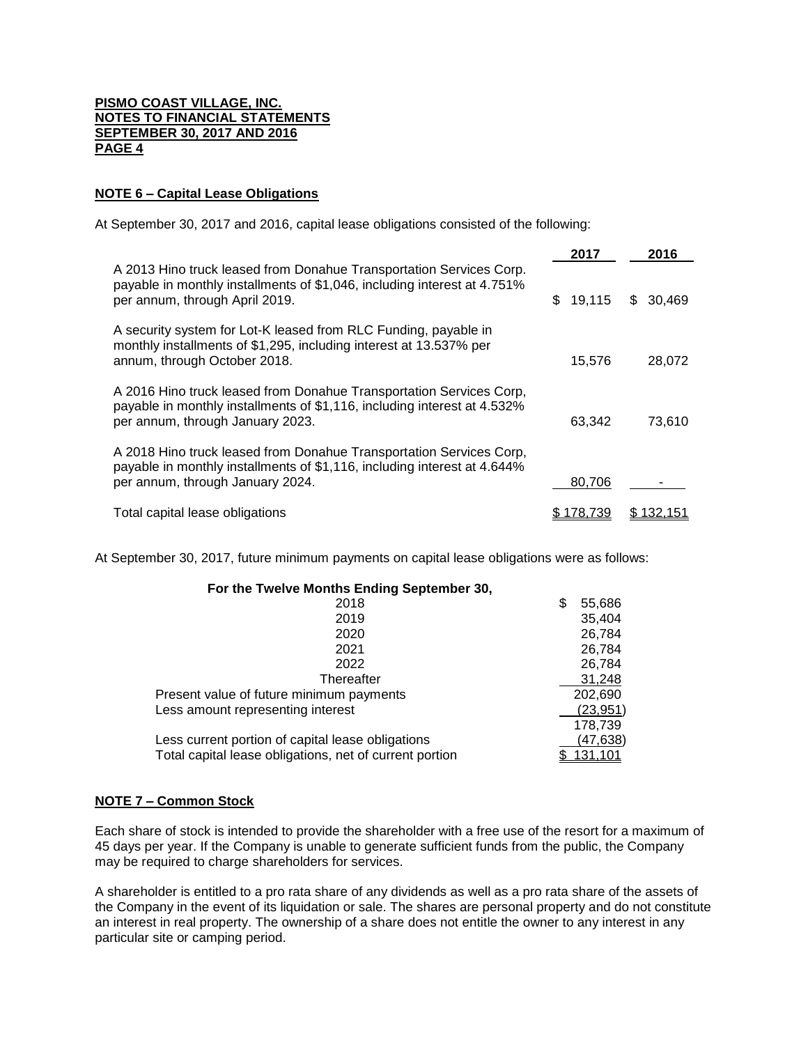**PISMO COAST VILLAGE, INC.**
**NOTES TO FINANCIAL STATEMENTS**
**SEPTEMBER 30, 2017 AND 2016**
**PAGE 4**

## NOTE 6 – Capital Lease Obligations

At September 30, 2017 and 2016, capital lease obligations consisted of the following:

| | 2017 | 2016 |
|---|---|---|
| A 2013 Hino truck leased from Donahue Transportation Services Corp. payable in monthly installments of $1,046, including interest at 4.751% per annum, through April 2019. | $ 19,115 | $ 30,469 |
| A security system for Lot-K leased from RLC Funding, payable in monthly installments of $1,295, including interest at 13.537% per annum, through October 2018. | 15,576 | 28,072 |
| A 2016 Hino truck leased from Donahue Transportation Services Corp, payable in monthly installments of $1,116, including interest at 4.532% per annum, through January 2023. | 63,342 | 73,610 |
| A 2018 Hino truck leased from Donahue Transportation Services Corp, payable in monthly installments of $1,116, including interest at 4.644% per annum, through January 2024. | 80,706 | - |
| Total capital lease obligations | $ 178,739 | $ 132,151 |

At September 30, 2017, future minimum payments on capital lease obligations were as follows:

| For the Twelve Months Ending September 30, | |
|---|---|
| 2018 | $ 55,686 |
| 2019 | 35,404 |
| 2020 | 26,784 |
| 2021 | 26,784 |
| 2022 | 26,784 |
| Thereafter | 31,248 |
| Present value of future minimum payments | 202,690 |
| Less amount representing interest | (23,951) |
| | 178,739 |
| Less current portion of capital lease obligations | (47,638) |
| Total capital lease obligations, net of current portion | $ 131,101 |

## NOTE 7 – Common Stock

Each share of stock is intended to provide the shareholder with a free use of the resort for a maximum of 45 days per year. If the Company is unable to generate sufficient funds from the public, the Company may be required to charge shareholders for services.

A shareholder is entitled to a pro rata share of any dividends as well as a pro rata share of the assets of the Company in the event of its liquidation or sale. The shares are personal property and do not constitute an interest in real property. The ownership of a share does not entitle the owner to any interest in any particular site or camping period.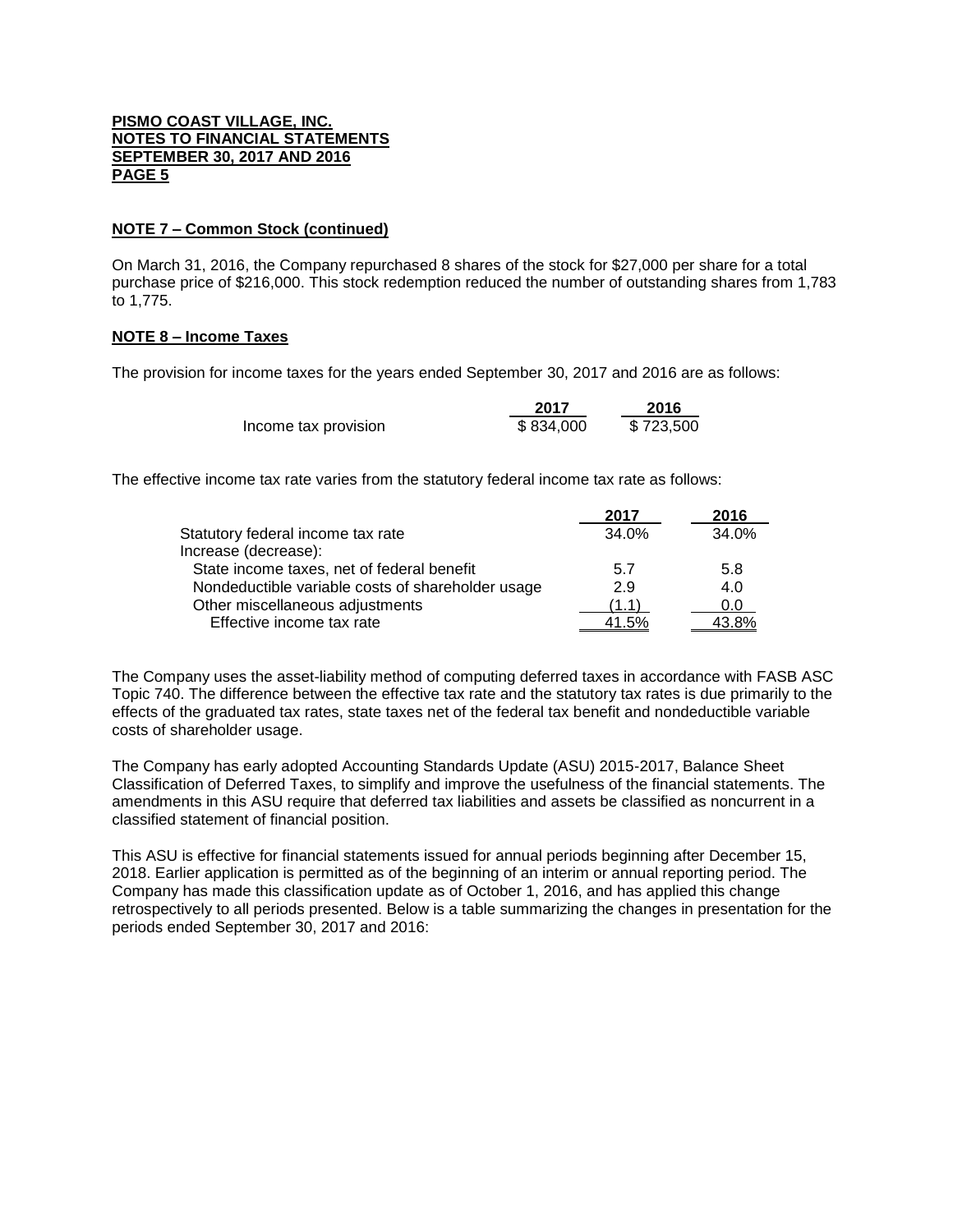**PISMO COAST VILLAGE, INC.**
**NOTES TO FINANCIAL STATEMENTS**
**SEPTEMBER 30, 2017 AND 2016**
**PAGE 5**

**NOTE 7 – Common Stock (continued)**

On March 31, 2016, the Company repurchased 8 shares of the stock for $27,000 per share for a total purchase price of $216,000. This stock redemption reduced the number of outstanding shares from 1,783 to 1,775.

**NOTE 8 – Income Taxes**

The provision for income taxes for the years ended September 30, 2017 and 2016 are as follows:

| | 2017 | 2016 |
|---|---|---|
| Income tax provision | $ 834,000 | $ 723,500 |

The effective income tax rate varies from the statutory federal income tax rate as follows:

| | 2017 | 2016 |
|---|---|---|
| Statutory federal income tax rate | 34.0% | 34.0% |
| Increase (decrease): | | |
| State income taxes, net of federal benefit | 5.7 | 5.8 |
| Nondeductible variable costs of shareholder usage | 2.9 | 4.0 |
| Other miscellaneous adjustments | (1.1) | 0.0 |
| Effective income tax rate | 41.5% | 43.8% |

The Company uses the asset-liability method of computing deferred taxes in accordance with FASB ASC Topic 740. The difference between the effective tax rate and the statutory tax rates is due primarily to the effects of the graduated tax rates, state taxes net of the federal tax benefit and nondeductible variable costs of shareholder usage.

The Company has early adopted Accounting Standards Update (ASU) 2015-2017, Balance Sheet Classification of Deferred Taxes, to simplify and improve the usefulness of the financial statements. The amendments in this ASU require that deferred tax liabilities and assets be classified as noncurrent in a classified statement of financial position.

This ASU is effective for financial statements issued for annual periods beginning after December 15, 2018. Earlier application is permitted as of the beginning of an interim or annual reporting period. The Company has made this classification update as of October 1, 2016, and has applied this change retrospectively to all periods presented. Below is a table summarizing the changes in presentation for the periods ended September 30, 2017 and 2016: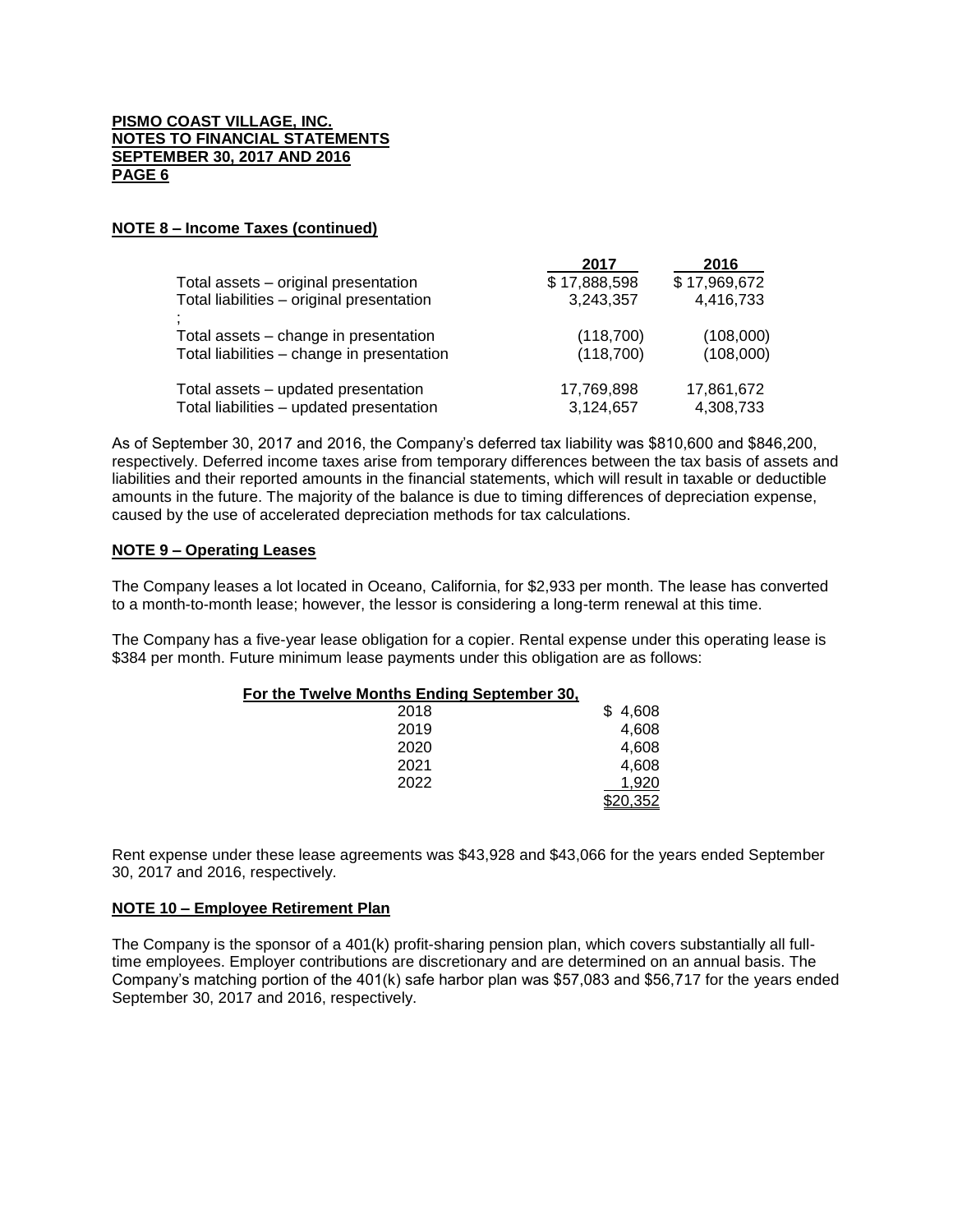## NOTE 8 – Income Taxes (continued)

| | 2017 | 2016 |
|---|---|---|
| Total assets – original presentation | $ 17,888,598 | $ 17,969,672 |
| Total liabilities – original presentation | 3,243,357 | 4,416,733 |
| ; | | |
| Total assets – change in presentation | (118,700) | (108,000) |
| Total liabilities – change in presentation | (118,700) | (108,000) |
| Total assets – updated presentation | 17,769,898 | 17,861,672 |
| Total liabilities – updated presentation | 3,124,657 | 4,308,733 |

As of September 30, 2017 and 2016, the Company's deferred tax liability was $810,600 and $846,200, respectively. Deferred income taxes arise from temporary differences between the tax basis of assets and liabilities and their reported amounts in the financial statements, which will result in taxable or deductible amounts in the future. The majority of the balance is due to timing differences of depreciation expense, caused by the use of accelerated depreciation methods for tax calculations.

## NOTE 9 – Operating Leases

The Company leases a lot located in Oceano, California, for $2,933 per month. The lease has converted to a month-to-month lease; however, the lessor is considering a long-term renewal at this time.

The Company has a five-year lease obligation for a copier. Rental expense under this operating lease is $384 per month. Future minimum lease payments under this obligation are as follows:

| For the Twelve Months Ending September 30, | |
|---|---|
| 2018 | $ 4,608 |
| 2019 | 4,608 |
| 2020 | 4,608 |
| 2021 | 4,608 |
| 2022 | 1,920 |
| | $20,352 |

Rent expense under these lease agreements was $43,928 and $43,066 for the years ended September 30, 2017 and 2016, respectively.

## NOTE 10 – Employee Retirement Plan

The Company is the sponsor of a 401(k) profit-sharing pension plan, which covers substantially all full-time employees. Employer contributions are discretionary and are determined on an annual basis. The Company's matching portion of the 401(k) safe harbor plan was $57,083 and $56,717 for the years ended September 30, 2017 and 2016, respectively.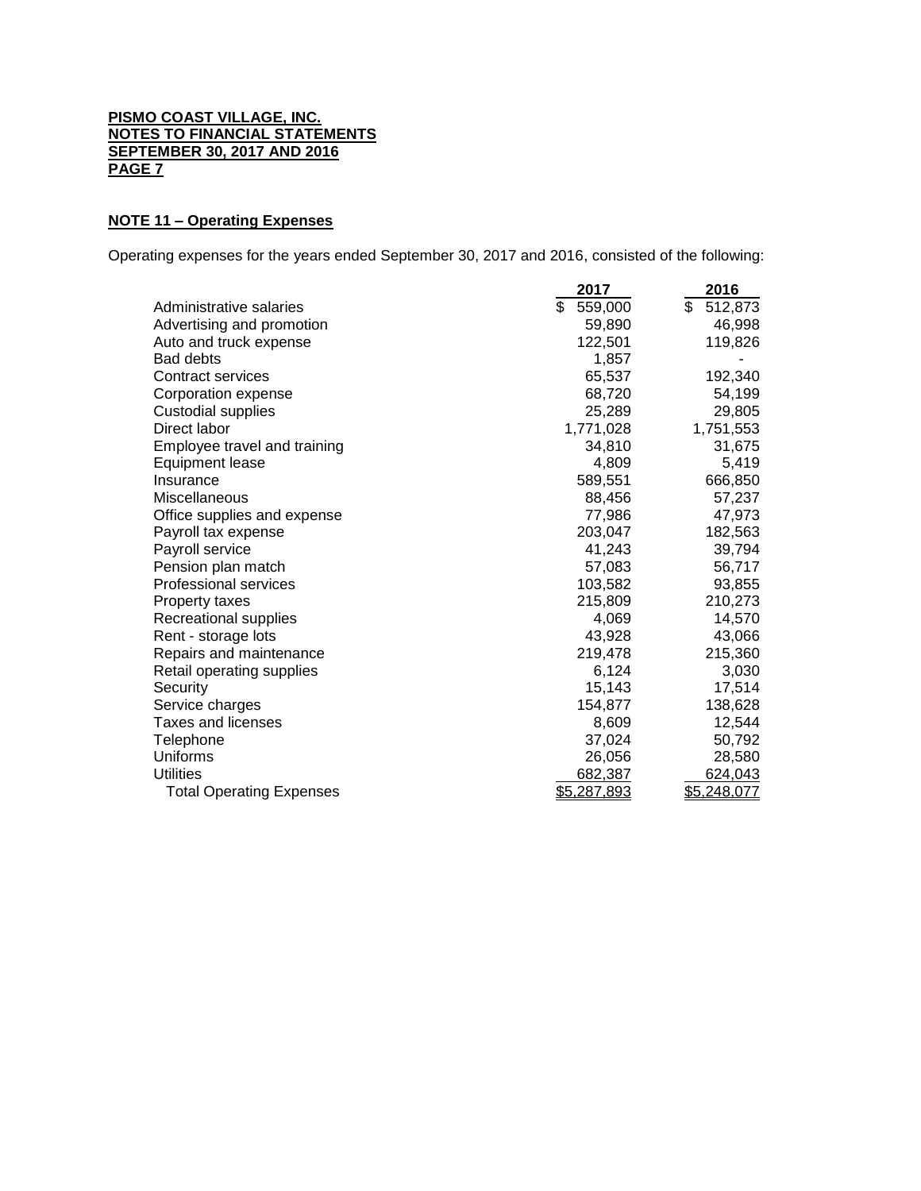**PISMO COAST VILLAGE, INC.**
**NOTES TO FINANCIAL STATEMENTS**
**SEPTEMBER 30, 2017 AND 2016**

## NOTE 11 – Operating Expenses

Operating expenses for the years ended September 30, 2017 and 2016, consisted of the following:

| | 2017 | 2016 |
|---|---|---|
| Administrative salaries | $ 559,000 | $ 512,873 |
| Advertising and promotion | 59,890 | 46,998 |
| Auto and truck expense | 122,501 | 119,826 |
| Bad debts | 1,857 | - |
| Contract services | 65,537 | 192,340 |
| Corporation expense | 68,720 | 54,199 |
| Custodial supplies | 25,289 | 29,805 |
| Direct labor | 1,771,028 | 1,751,553 |
| Employee travel and training | 34,810 | 31,675 |
| Equipment lease | 4,809 | 5,419 |
| Insurance | 589,551 | 666,850 |
| Miscellaneous | 88,456 | 57,237 |
| Office supplies and expense | 77,986 | 47,973 |
| Payroll tax expense | 203,047 | 182,563 |
| Payroll service | 41,243 | 39,794 |
| Pension plan match | 57,083 | 56,717 |
| Professional services | 103,582 | 93,855 |
| Property taxes | 215,809 | 210,273 |
| Recreational supplies | 4,069 | 14,570 |
| Rent - storage lots | 43,928 | 43,066 |
| Repairs and maintenance | 219,478 | 215,360 |
| Retail operating supplies | 6,124 | 3,030 |
| Security | 15,143 | 17,514 |
| Service charges | 154,877 | 138,628 |
| Taxes and licenses | 8,609 | 12,544 |
| Telephone | 37,024 | 50,792 |
| Uniforms | 26,056 | 28,580 |
| Utilities | 682,387 | 624,043 |
| Total Operating Expenses | $5,287,893 | $5,248,077 |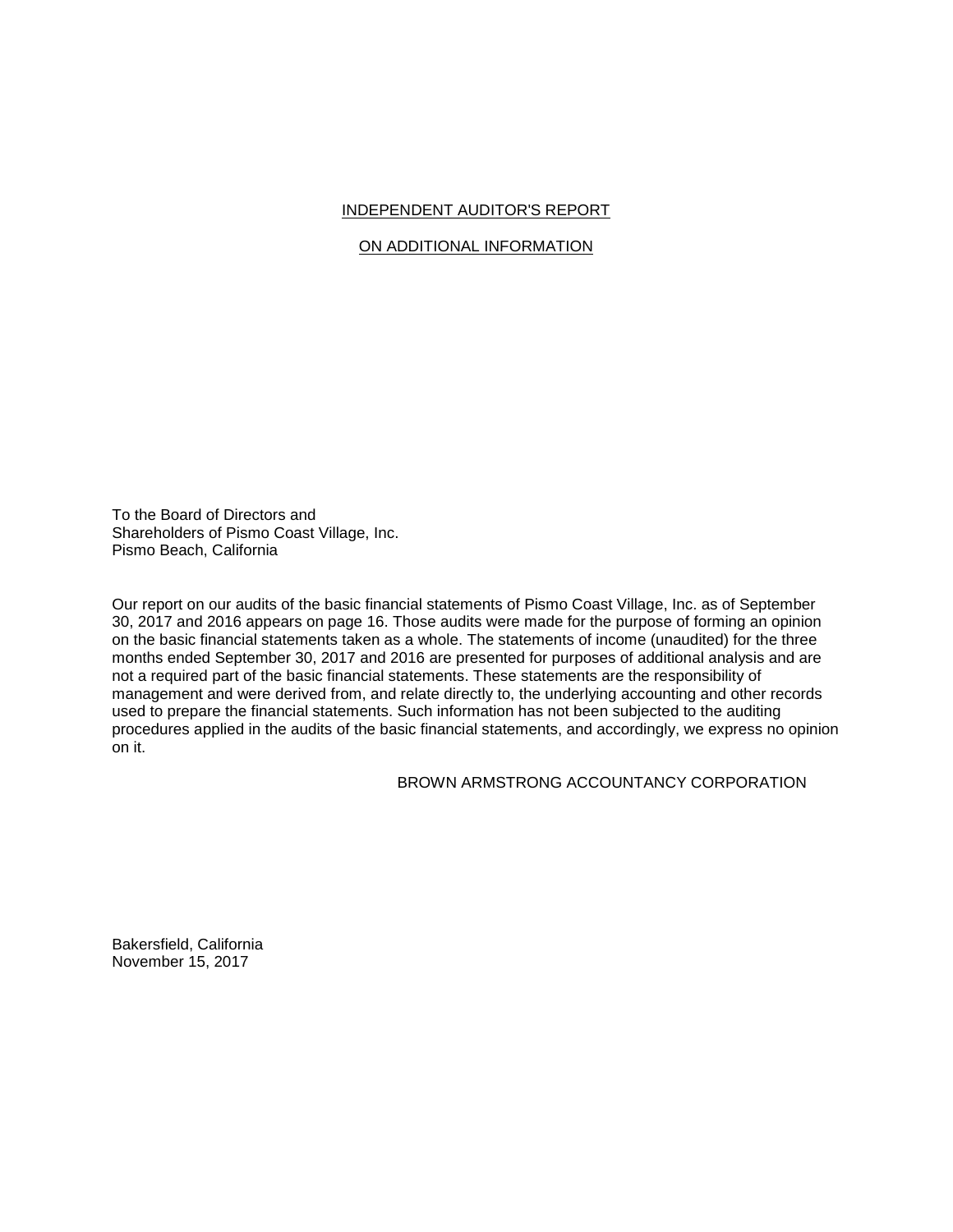# INDEPENDENT AUDITOR'S REPORT

## ON ADDITIONAL INFORMATION

To the Board of Directors and
Shareholders of Pismo Coast Village, Inc.
Pismo Beach, California

Our report on our audits of the basic financial statements of Pismo Coast Village, Inc. as of September 30, 2017 and 2016 appears on page 16. Those audits were made for the purpose of forming an opinion on the basic financial statements taken as a whole. The statements of income (unaudited) for the three months ended September 30, 2017 and 2016 are presented for purposes of additional analysis and are not a required part of the basic financial statements. These statements are the responsibility of management and were derived from, and relate directly to, the underlying accounting and other records used to prepare the financial statements. Such information has not been subjected to the auditing procedures applied in the audits of the basic financial statements, and accordingly, we express no opinion on it.

BROWN ARMSTRONG ACCOUNTANCY CORPORATION

Bakersfield, California
November 15, 2017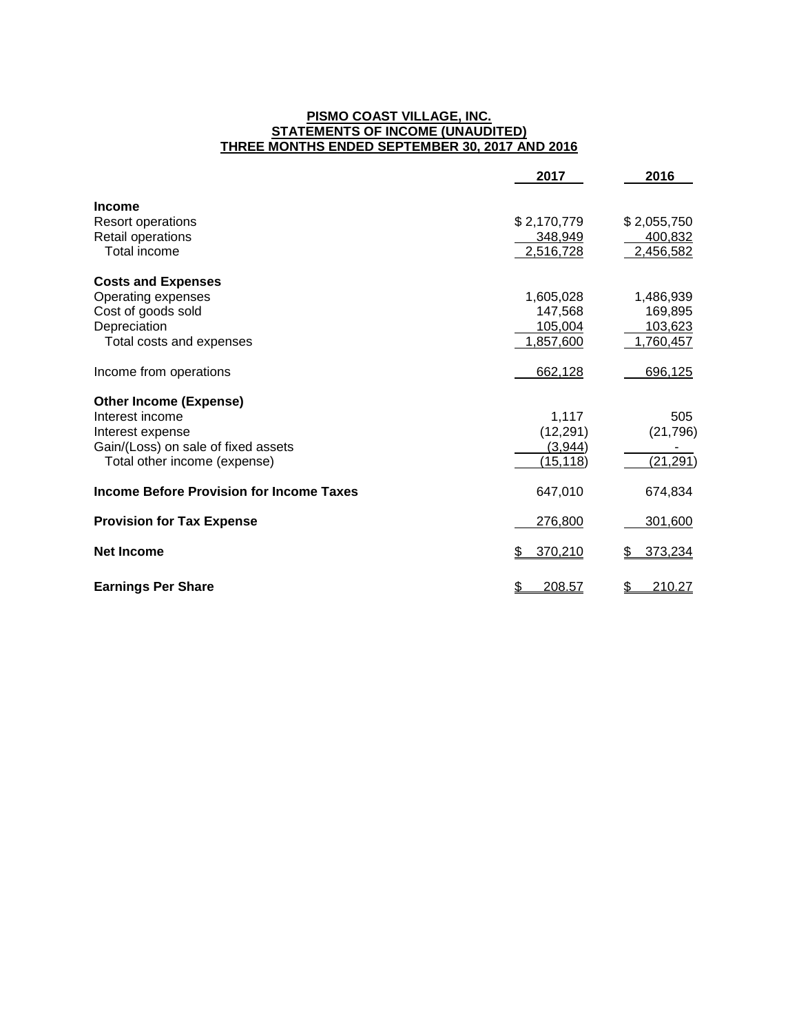**PISMO COAST VILLAGE, INC.**
**STATEMENTS OF INCOME (UNAUDITED)**
**THREE MONTHS ENDED SEPTEMBER 30, 2017 AND 2016**

| | 2017 | 2016 |
|---|---|---|
| **Income** | | |
| Resort operations | $ 2,170,779 | $ 2,055,750 |
| Retail operations | 348,949 | 400,832 |
| Total income | 2,516,728 | 2,456,582 |
| **Costs and Expenses** | | |
| Operating expenses | 1,605,028 | 1,486,939 |
| Cost of goods sold | 147,568 | 169,895 |
| Depreciation | 105,004 | 103,623 |
| Total costs and expenses | 1,857,600 | 1,760,457 |
| Income from operations | 662,128 | 696,125 |
| **Other Income (Expense)** | | |
| Interest income | 1,117 | 505 |
| Interest expense | (12,291) | (21,796) |
| Gain/(Loss) on sale of fixed assets | (3,944) | - |
| Total other income (expense) | (15,118) | (21,291) |
| **Income Before Provision for Income Taxes** | 647,010 | 674,834 |
| **Provision for Tax Expense** | 276,800 | 301,600 |
| **Net Income** | $ 370,210 | $ 373,234 |
| **Earnings Per Share** | $ 208.57 | $ 210.27 |